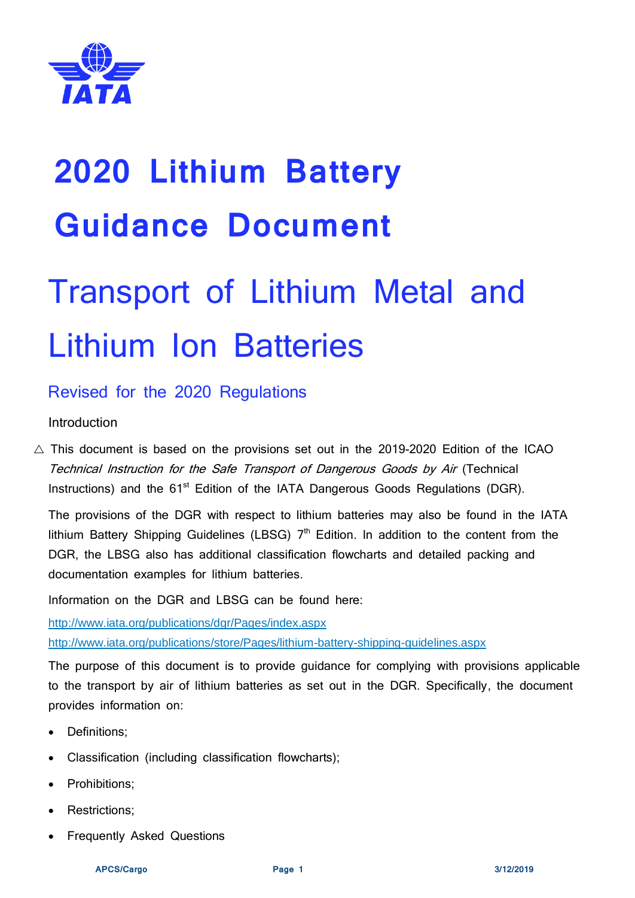# 2020 Lithium Battery Guidance Document

# Transport of Lithium Metal and Lithium Ion Batteries

## Revised for the 2020 Regulations

Introduction

△ This document is based on the provisions set out in the 2019-2020 Edition of the ICAO *Technical Instruction for the Safe Transport of Dangerous Goods by Air* (Technical Instructions) and the 61st Edition of the IATA Dangerous Goods Regulations (DGR).

The provisions of the DGR with respect to lithium batteries may also be found in the IATA lithium Battery Shipping Guidelines (LBSG) 7th Edition. In addition to the content from the DGR, the LBSG also has additional classification flowcharts and detailed packing and documentation examples for lithium batteries.

Information on the DGR and LBSG can be found here:

http://www.iata.org/publications/dgr/Pages/index.aspx

http://www.iata.org/publications/store/Pages/lithium-battery-shipping-guidelines.aspx

The purpose of this document is to provide guidance for complying with provisions applicable to the transport by air of lithium batteries as set out in the DGR. Specifically, the document provides information on:

- Definitions;
- Classification (including classification flowcharts);
- Prohibitions;
- Restrictions;
- Frequently Asked Questions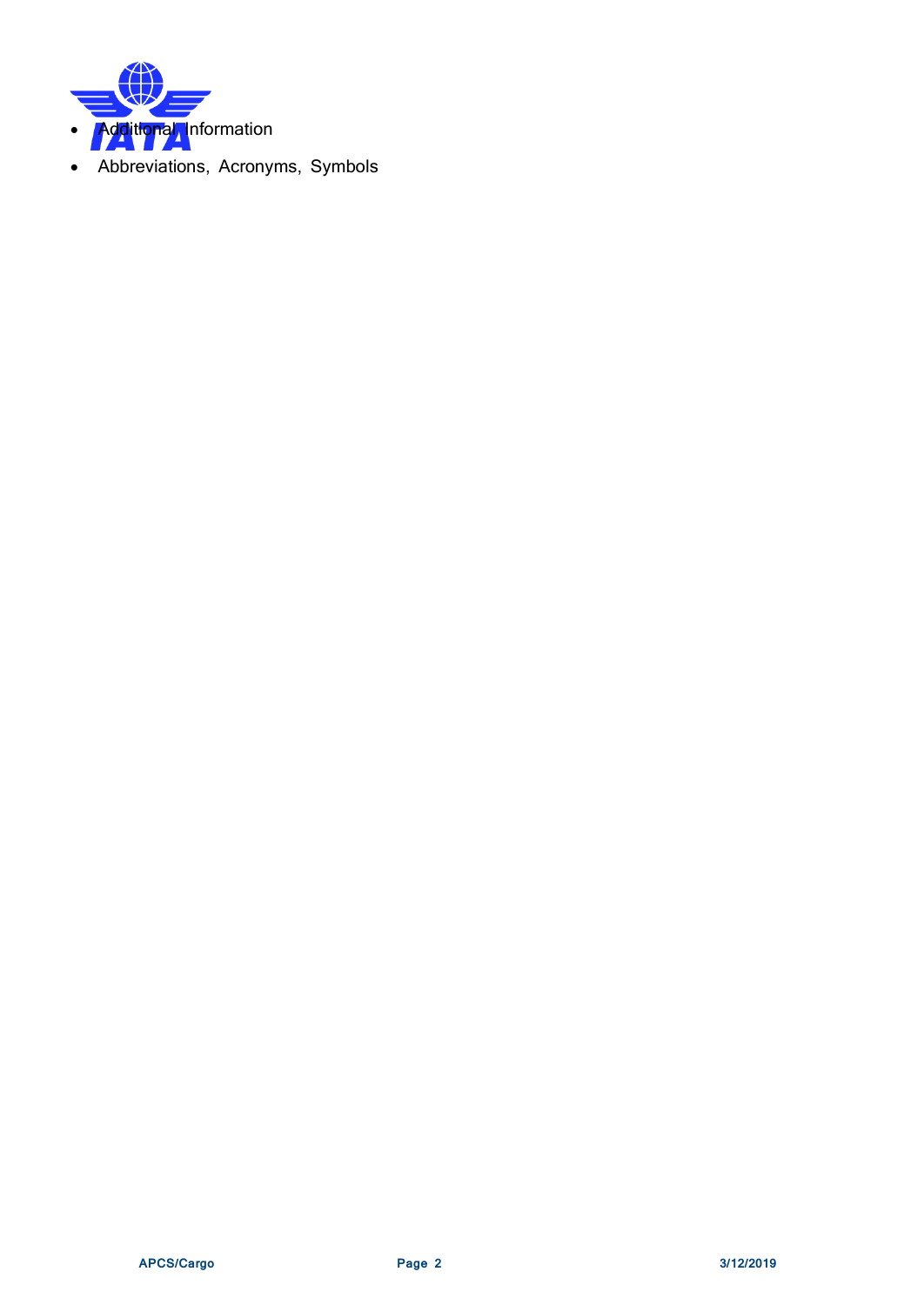- Additional Information
- Abbreviations, Acronyms, Symbols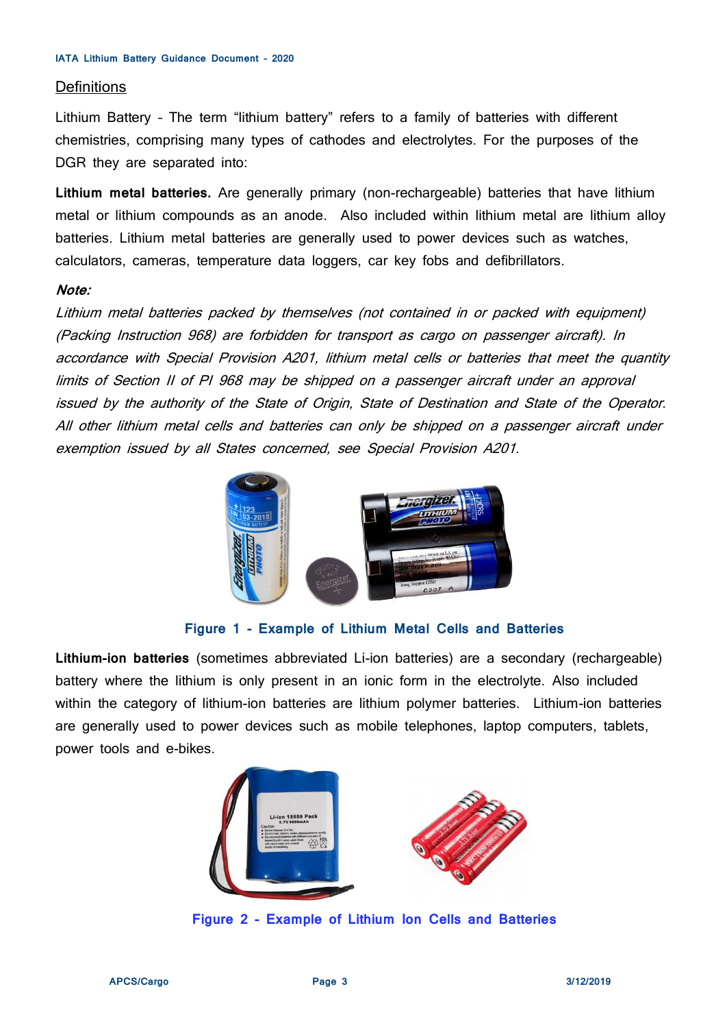## Definitions

Lithium Battery - The term "lithium battery" refers to a family of batteries with different chemistries, comprising many types of cathodes and electrolytes. For the purposes of the DGR they are separated into:

**Lithium metal batteries.** Are generally primary (non-rechargeable) batteries that have lithium metal or lithium compounds as an anode. Also included within lithium metal are lithium alloy batteries. Lithium metal batteries are generally used to power devices such as watches, calculators, cameras, temperature data loggers, car key fobs and defibrillators.

***Note:***

*Lithium metal batteries packed by themselves (not contained in or packed with equipment) (Packing Instruction 968) are forbidden for transport as cargo on passenger aircraft). In accordance with Special Provision A201, lithium metal cells or batteries that meet the quantity limits of Section II of PI 968 may be shipped on a passenger aircraft under an approval issued by the authority of the State of Origin, State of Destination and State of the Operator. All other lithium metal cells and batteries can only be shipped on a passenger aircraft under exemption issued by all States concerned, see Special Provision A201.*

Figure 1 - Example of Lithium Metal Cells and Batteries

**Lithium-ion batteries** (sometimes abbreviated Li-ion batteries) are a secondary (rechargeable) battery where the lithium is only present in an ionic form in the electrolyte. Also included within the category of lithium-ion batteries are lithium polymer batteries. Lithium-ion batteries are generally used to power devices such as mobile telephones, laptop computers, tablets, power tools and e-bikes.

Figure 2 - Example of Lithium Ion Cells and Batteries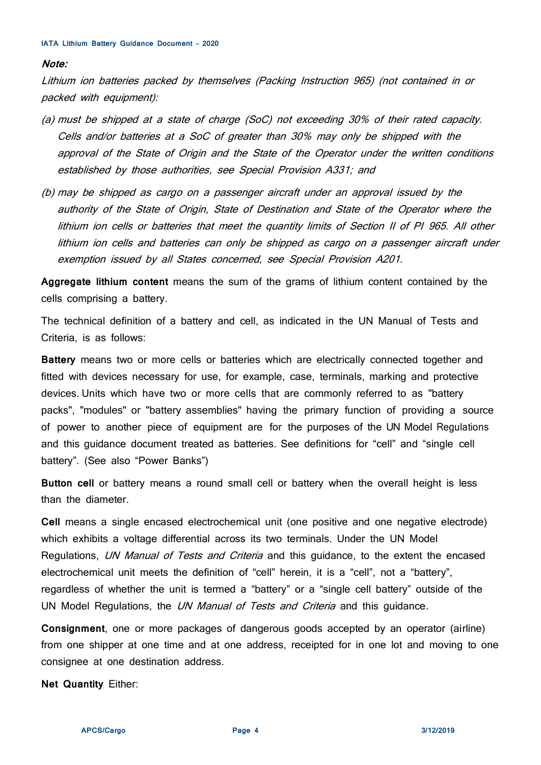***Note:***

*Lithium ion batteries packed by themselves (Packing Instruction 965) (not contained in or packed with equipment):*

*(a) must be shipped at a state of charge (SoC) not exceeding 30% of their rated capacity. Cells and/or batteries at a SoC of greater than 30% may only be shipped with the approval of the State of Origin and the State of the Operator under the written conditions established by those authorities, see Special Provision A331; and*

*(b) may be shipped as cargo on a passenger aircraft under an approval issued by the authority of the State of Origin, State of Destination and State of the Operator where the lithium ion cells or batteries that meet the quantity limits of Section II of PI 965. All other lithium ion cells and batteries can only be shipped as cargo on a passenger aircraft under exemption issued by all States concerned, see Special Provision A201.*

**Aggregate lithium content** means the sum of the grams of lithium content contained by the cells comprising a battery.

The technical definition of a battery and cell, as indicated in the UN Manual of Tests and Criteria, is as follows:

**Battery** means two or more cells or batteries which are electrically connected together and fitted with devices necessary for use, for example, case, terminals, marking and protective devices. Units which have two or more cells that are commonly referred to as "battery packs", "modules" or "battery assemblies" having the primary function of providing a source of power to another piece of equipment are for the purposes of the UN Model Regulations and this guidance document treated as batteries. See definitions for "cell" and "single cell battery". (See also "Power Banks")

**Button cell** or battery means a round small cell or battery when the overall height is less than the diameter.

**Cell** means a single encased electrochemical unit (one positive and one negative electrode) which exhibits a voltage differential across its two terminals. Under the UN Model Regulations, *UN Manual of Tests and Criteria* and this guidance, to the extent the encased electrochemical unit meets the definition of "cell" herein, it is a "cell", not a "battery", regardless of whether the unit is termed a "battery" or a "single cell battery" outside of the UN Model Regulations, the *UN Manual of Tests and Criteria* and this guidance.

**Consignment**, one or more packages of dangerous goods accepted by an operator (airline) from one shipper at one time and at one address, receipted for in one lot and moving to one consignee at one destination address.

**Net Quantity** Either: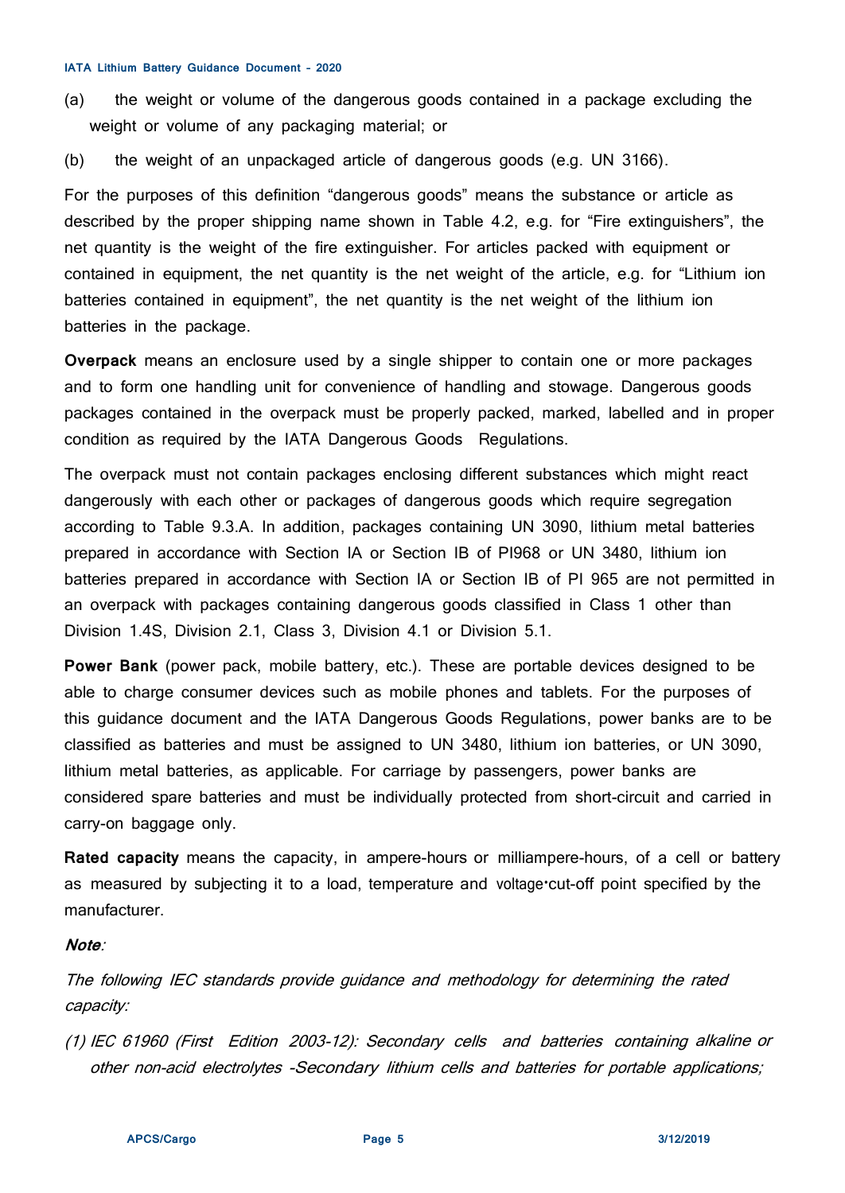(a) the weight or volume of the dangerous goods contained in a package excluding the weight or volume of any packaging material; or

(b) the weight of an unpackaged article of dangerous goods (e.g. UN 3166).

For the purposes of this definition "dangerous goods" means the substance or article as described by the proper shipping name shown in Table 4.2, e.g. for "Fire extinguishers", the net quantity is the weight of the fire extinguisher. For articles packed with equipment or contained in equipment, the net quantity is the net weight of the article, e.g. for "Lithium ion batteries contained in equipment", the net quantity is the net weight of the lithium ion batteries in the package.

**Overpack** means an enclosure used by a single shipper to contain one or more packages and to form one handling unit for convenience of handling and stowage. Dangerous goods packages contained in the overpack must be properly packed, marked, labelled and in proper condition as required by the IATA Dangerous Goods Regulations.

The overpack must not contain packages enclosing different substances which might react dangerously with each other or packages of dangerous goods which require segregation according to Table 9.3.A. In addition, packages containing UN 3090, lithium metal batteries prepared in accordance with Section IA or Section IB of PI968 or UN 3480, lithium ion batteries prepared in accordance with Section IA or Section IB of PI 965 are not permitted in an overpack with packages containing dangerous goods classified in Class 1 other than Division 1.4S, Division 2.1, Class 3, Division 4.1 or Division 5.1.

**Power Bank** (power pack, mobile battery, etc.). These are portable devices designed to be able to charge consumer devices such as mobile phones and tablets. For the purposes of this guidance document and the IATA Dangerous Goods Regulations, power banks are to be classified as batteries and must be assigned to UN 3480, lithium ion batteries, or UN 3090, lithium metal batteries, as applicable. For carriage by passengers, power banks are considered spare batteries and must be individually protected from short-circuit and carried in carry-on baggage only.

**Rated capacity** means the capacity, in ampere-hours or milliampere-hours, of a cell or battery as measured by subjecting it to a load, temperature and voltage·cut-off point specified by the manufacturer.

***Note***:

*The following IEC standards provide guidance and methodology for determining the rated capacity:*

*(1) IEC 61960 (First Edition 2003-12): Secondary cells and batteries containing alkaline or other non-acid electrolytes -Secondary lithium cells and batteries for portable applications;*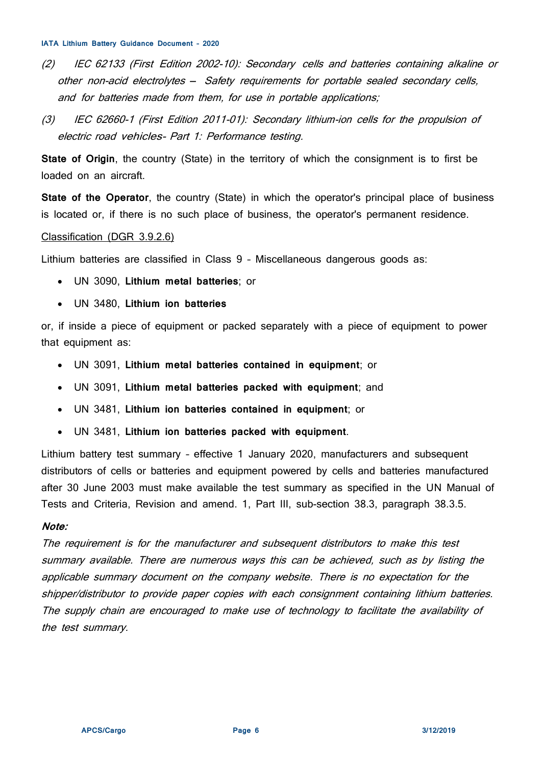*(2) IEC 62133 (First Edition 2002-10): Secondary cells and batteries containing alkaline or other non-acid electrolytes – Safety requirements for portable sealed secondary cells, and for batteries made from them, for use in portable applications;*

*(3) IEC 62660-1 (First Edition 2011-01): Secondary lithium-ion cells for the propulsion of electric road vehicles- Part 1: Performance testing.*

**State of Origin**, the country (State) in the territory of which the consignment is to first be loaded on an aircraft.

**State of the Operator**, the country (State) in which the operator's principal place of business is located or, if there is no such place of business, the operator's permanent residence.

<u>Classification (DGR 3.9.2.6)</u>

Lithium batteries are classified in Class 9 - Miscellaneous dangerous goods as:

- UN 3090, **Lithium metal batteries**; or
- UN 3480, **Lithium ion batteries**

or, if inside a piece of equipment or packed separately with a piece of equipment to power that equipment as:

- UN 3091, **Lithium metal batteries contained in equipment**; or
- UN 3091, **Lithium metal batteries packed with equipment**; and
- UN 3481, **Lithium ion batteries contained in equipment**; or
- UN 3481, **Lithium ion batteries packed with equipment**.

Lithium battery test summary - effective 1 January 2020, manufacturers and subsequent distributors of cells or batteries and equipment powered by cells and batteries manufactured after 30 June 2003 must make available the test summary as specified in the UN Manual of Tests and Criteria, Revision and amend. 1, Part III, sub-section 38.3, paragraph 38.3.5.

***Note:***
*The requirement is for the manufacturer and subsequent distributors to make this test summary available. There are numerous ways this can be achieved, such as by listing the applicable summary document on the company website. There is no expectation for the shipper/distributor to provide paper copies with each consignment containing lithium batteries. The supply chain are encouraged to make use of technology to facilitate the availability of the test summary.*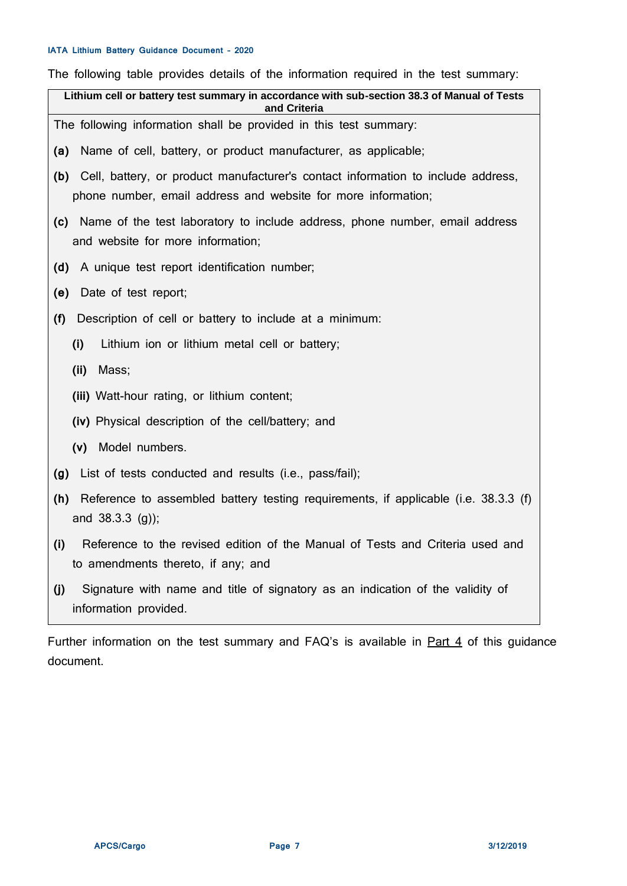The following table provides details of the information required in the test summary:

| Lithium cell or battery test summary in accordance with sub-section 38.3 of Manual of Tests and Criteria |
|---|
| The following information shall be provided in this test summary:<br><br>**(a)** Name of cell, battery, or product manufacturer, as applicable;<br><br>**(b)** Cell, battery, or product manufacturer's contact information to include address, phone number, email address and website for more information;<br><br>**(c)** Name of the test laboratory to include address, phone number, email address and website for more information;<br><br>**(d)** A unique test report identification number;<br><br>**(e)** Date of test report;<br><br>**(f)** Description of cell or battery to include at a minimum:<br><br>**(i)** Lithium ion or lithium metal cell or battery;<br><br>**(ii)** Mass;<br><br>**(iii)** Watt-hour rating, or lithium content;<br><br>**(iv)** Physical description of the cell/battery; and<br><br>**(v)** Model numbers.<br><br>**(g)** List of tests conducted and results (i.e., pass/fail);<br><br>**(h)** Reference to assembled battery testing requirements, if applicable (i.e. 38.3.3 (f) and 38.3.3 (g));<br><br>**(i)** Reference to the revised edition of the Manual of Tests and Criteria used and to amendments thereto, if any; and<br><br>**(j)** Signature with name and title of signatory as an indication of the validity of information provided. |

Further information on the test summary and FAQ's is available in Part 4 of this guidance document.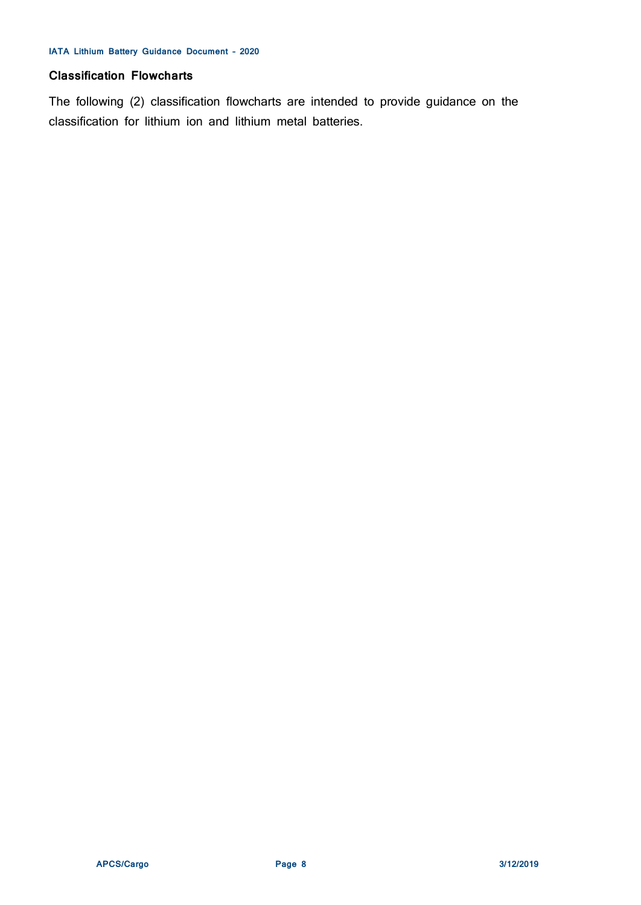## Classification Flowcharts

The following (2) classification flowcharts are intended to provide guidance on the classification for lithium ion and lithium metal batteries.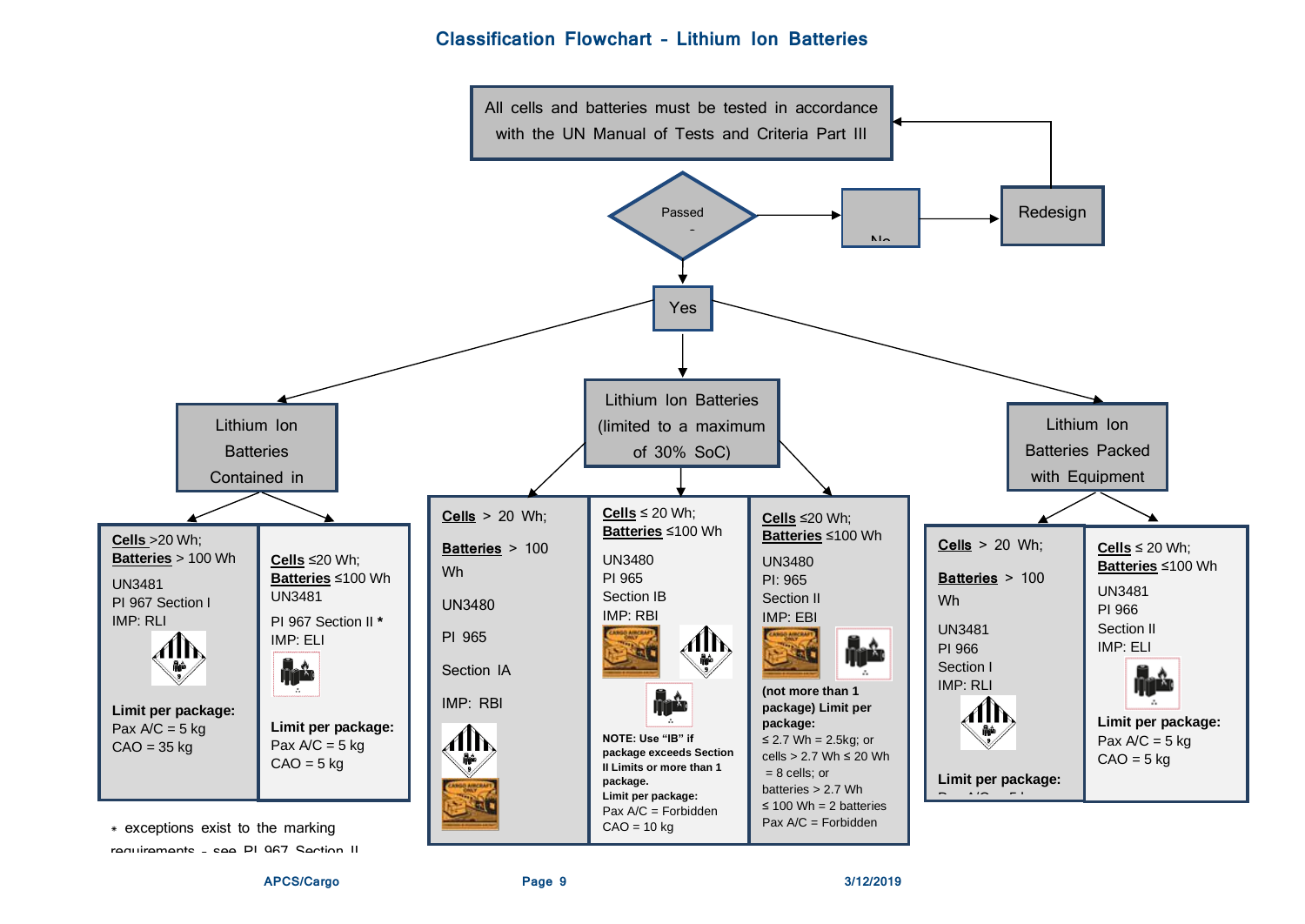# Classification Flowchart - Lithium Ion Batteries

All cells and batteries must be tested in accordance with the UN Manual of Tests and Criteria Part III

Passed -

No

Redesign

Yes

## Lithium Ion Batteries Contained in

**Cells** >20 Wh;
**Batteries** > 100 Wh

UN3481
PI 967 Section I
IMP: RLI

**Limit per package:**
Pax A/C = 5 kg
CAO = 35 kg

**Cells** ≤20 Wh;
**Batteries** ≤100 Wh

UN3481
PI 967 Section II *
IMP: ELI

**Limit per package:**
Pax A/C = 5 kg
CAO = 5 kg

* exceptions exist to the marking requirements – see PI 967 Section II

## Lithium Ion Batteries (limited to a maximum of 30% SoC)

**Cells** > 20 Wh;

**Batteries** > 100 Wh

UN3480

PI 965

Section IA

IMP: RBI

**Cells** ≤ 20 Wh;
**Batteries** ≤100 Wh

UN3480
PI 965
Section IB
IMP: RBI

**NOTE: Use "IB" if package exceeds Section II Limits or more than 1 package.**
**Limit per package:**
Pax A/C = Forbidden
CAO = 10 kg

**Cells** ≤20 Wh;
**Batteries** ≤100 Wh

UN3480
PI: 965
Section II
IMP: EBI

**(not more than 1 package) Limit per package:**
≤ 2.7 Wh = 2.5kg; or
cells > 2.7 Wh ≤ 20 Wh = 8 cells; or
batteries > 2.7 Wh ≤ 100 Wh = 2 batteries
Pax A/C = Forbidden

## Lithium Ion Batteries Packed with Equipment

**Cells** > 20 Wh;

**Batteries** > 100 Wh

UN3481
PI 966
Section I
IMP: RLI

**Limit per package:**
Pax A/C = 5 kg

**Cells** ≤ 20 Wh;
**Batteries** ≤100 Wh

UN3481
PI 966
Section II
IMP: ELI

**Limit per package:**
Pax A/C = 5 kg
CAO = 5 kg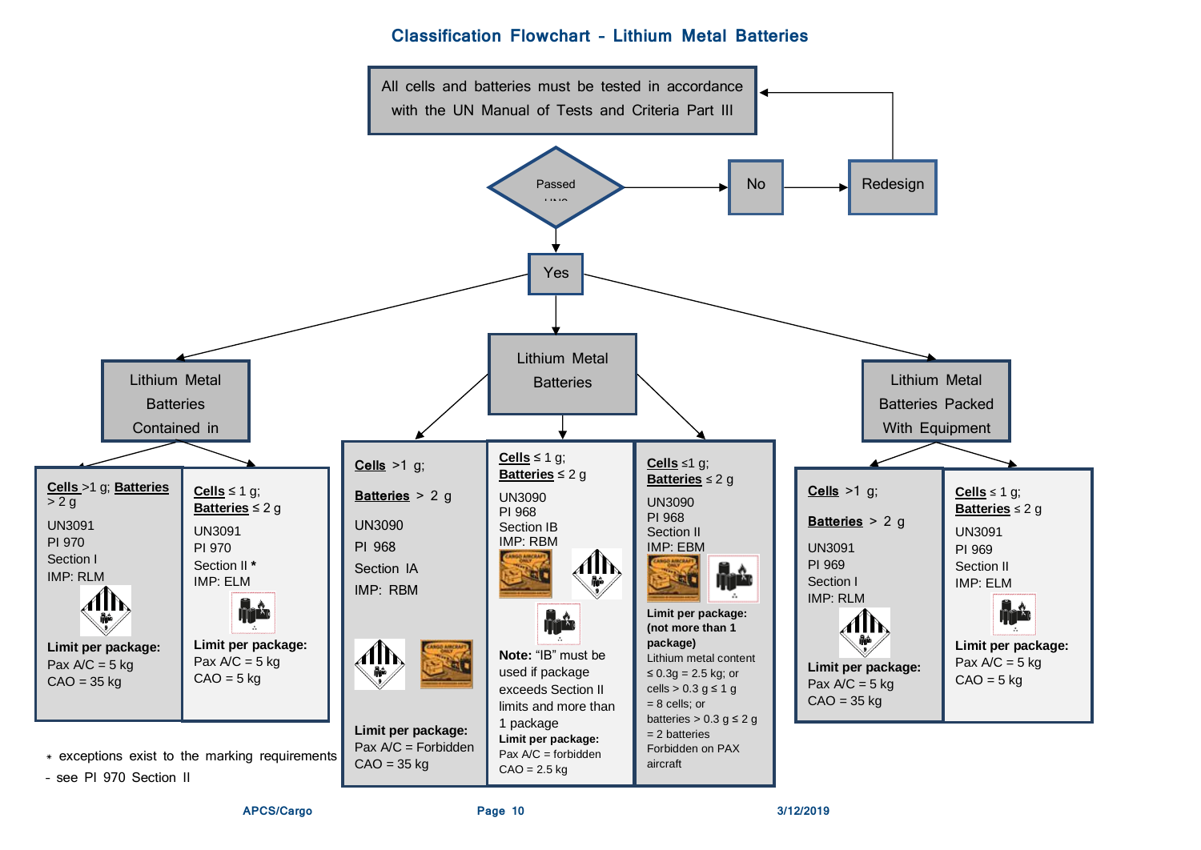# Classification Flowchart - Lithium Metal Batteries

All cells and batteries must be tested in accordance with the UN Manual of Tests and Criteria Part III

Passed UN38.3? → **No** → **Redesign** → (back to testing)

Passed UN38.3? → **Yes**

## Lithium Metal Batteries Contained in

**Cells** >1 g; **Batteries** > 2 g

- UN3091
- PI 970
- Section I
- IMP: RLM

**Limit per package:**
Pax A/C = 5 kg
CAO = 35 kg

**Cells** ≤ 1 g; **Batteries** ≤ 2 g

- UN3091
- PI 970
- Section II *
- IMP: ELM

**Limit per package:**
Pax A/C = 5 kg
CAO = 5 kg

* exceptions exist to the marking requirements - see PI 970 Section II

## Lithium Metal Batteries

**Cells** >1 g;

**Batteries** > 2 g

- UN3090
- PI 968
- Section IA
- IMP: RBM

**Limit per package:**
Pax A/C = Forbidden
CAO = 35 kg

**Cells** ≤ 1 g; **Batteries** ≤ 2 g

- UN3090
- PI 968
- Section IB
- IMP: RBM

**Note:** "IB" must be used if package exceeds Section II limits and more than 1 package

**Limit per package:**
Pax A/C = forbidden
CAO = 2.5 kg

**Cells** ≤1 g; **Batteries** ≤ 2 g

- UN3090
- PI 968
- Section II
- IMP: EBM

**Limit per package: (not more than 1 package)**
Lithium metal content ≤ 0.3g = 2.5 kg; or cells > 0.3 g ≤ 1 g = 8 cells; or batteries > 0.3 g ≤ 2 g = 2 batteries
Forbidden on PAX aircraft

## Lithium Metal Batteries Packed With Equipment

**Cells** >1 g;

**Batteries** > 2 g

- UN3091
- PI 969
- Section I
- IMP: RLM

**Limit per package:**
Pax A/C = 5 kg
CAO = 35 kg

**Cells** ≤ 1 g; **Batteries** ≤ 2 g

- UN3091
- PI 969
- Section II
- IMP: ELM

**Limit per package:**
Pax A/C = 5 kg
CAO = 5 kg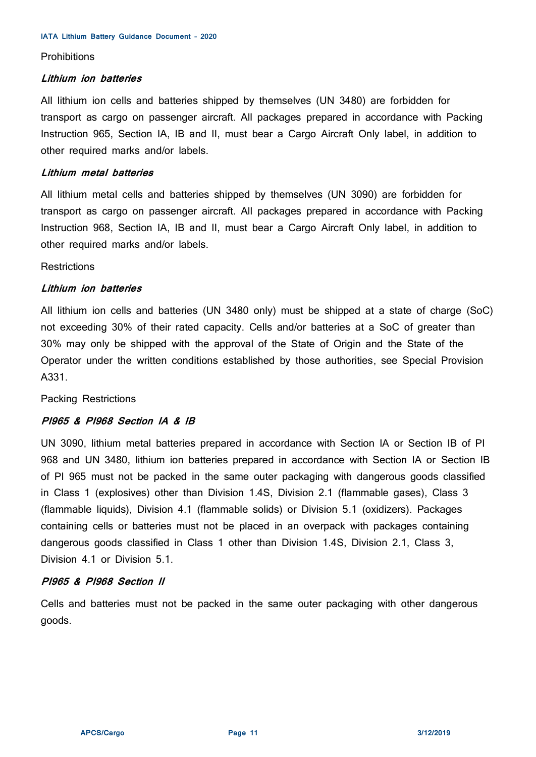## Prohibitions

### *Lithium ion batteries*

All lithium ion cells and batteries shipped by themselves (UN 3480) are forbidden for transport as cargo on passenger aircraft. All packages prepared in accordance with Packing Instruction 965, Section IA, IB and II, must bear a Cargo Aircraft Only label, in addition to other required marks and/or labels.

### *Lithium metal batteries*

All lithium metal cells and batteries shipped by themselves (UN 3090) are forbidden for transport as cargo on passenger aircraft. All packages prepared in accordance with Packing Instruction 968, Section IA, IB and II, must bear a Cargo Aircraft Only label, in addition to other required marks and/or labels.

## Restrictions

### *Lithium ion batteries*

All lithium ion cells and batteries (UN 3480 only) must be shipped at a state of charge (SoC) not exceeding 30% of their rated capacity. Cells and/or batteries at a SoC of greater than 30% may only be shipped with the approval of the State of Origin and the State of the Operator under the written conditions established by those authorities, see Special Provision A331.

## Packing Restrictions

### *PI965 & PI968 Section IA & IB*

UN 3090, lithium metal batteries prepared in accordance with Section IA or Section IB of PI 968 and UN 3480, lithium ion batteries prepared in accordance with Section IA or Section IB of PI 965 must not be packed in the same outer packaging with dangerous goods classified in Class 1 (explosives) other than Division 1.4S, Division 2.1 (flammable gases), Class 3 (flammable liquids), Division 4.1 (flammable solids) or Division 5.1 (oxidizers). Packages containing cells or batteries must not be placed in an overpack with packages containing dangerous goods classified in Class 1 other than Division 1.4S, Division 2.1, Class 3, Division 4.1 or Division 5.1.

### *PI965 & PI968 Section II*

Cells and batteries must not be packed in the same outer packaging with other dangerous goods.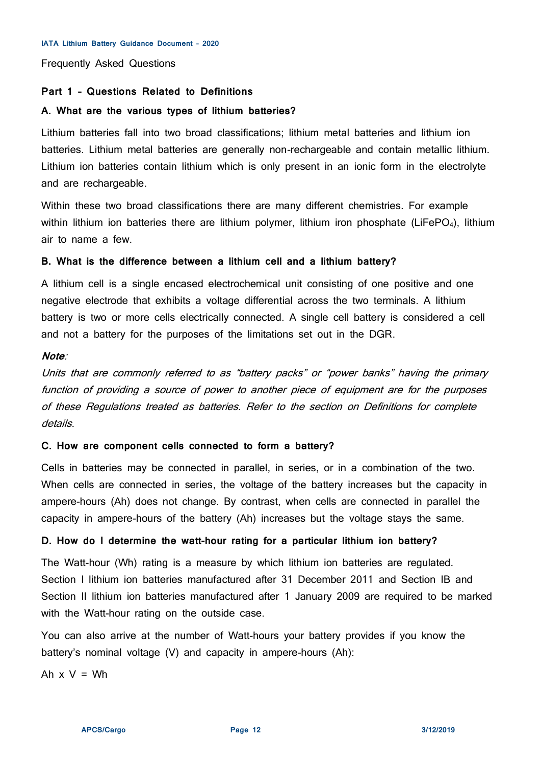Frequently Asked Questions

## Part 1 – Questions Related to Definitions

### A. What are the various types of lithium batteries?

Lithium batteries fall into two broad classifications; lithium metal batteries and lithium ion batteries. Lithium metal batteries are generally non-rechargeable and contain metallic lithium. Lithium ion batteries contain lithium which is only present in an ionic form in the electrolyte and are rechargeable.

Within these two broad classifications there are many different chemistries. For example within lithium ion batteries there are lithium polymer, lithium iron phosphate ($LiFePO_4$), lithium air to name a few.

### B. What is the difference between a lithium cell and a lithium battery?

A lithium cell is a single encased electrochemical unit consisting of one positive and one negative electrode that exhibits a voltage differential across the two terminals. A lithium battery is two or more cells electrically connected. A single cell battery is considered a cell and not a battery for the purposes of the limitations set out in the DGR.

***Note**:*
*Units that are commonly referred to as "battery packs" or "power banks" having the primary function of providing a source of power to another piece of equipment are for the purposes of these Regulations treated as batteries. Refer to the section on Definitions for complete details.*

### C. How are component cells connected to form a battery?

Cells in batteries may be connected in parallel, in series, or in a combination of the two. When cells are connected in series, the voltage of the battery increases but the capacity in ampere-hours (Ah) does not change. By contrast, when cells are connected in parallel the capacity in ampere-hours of the battery (Ah) increases but the voltage stays the same.

### D. How do I determine the watt-hour rating for a particular lithium ion battery?

The Watt-hour (Wh) rating is a measure by which lithium ion batteries are regulated. Section I lithium ion batteries manufactured after 31 December 2011 and Section IB and Section II lithium ion batteries manufactured after 1 January 2009 are required to be marked with the Watt-hour rating on the outside case.

You can also arrive at the number of Watt-hours your battery provides if you know the battery's nominal voltage (V) and capacity in ampere-hours (Ah):

Ah x V = Wh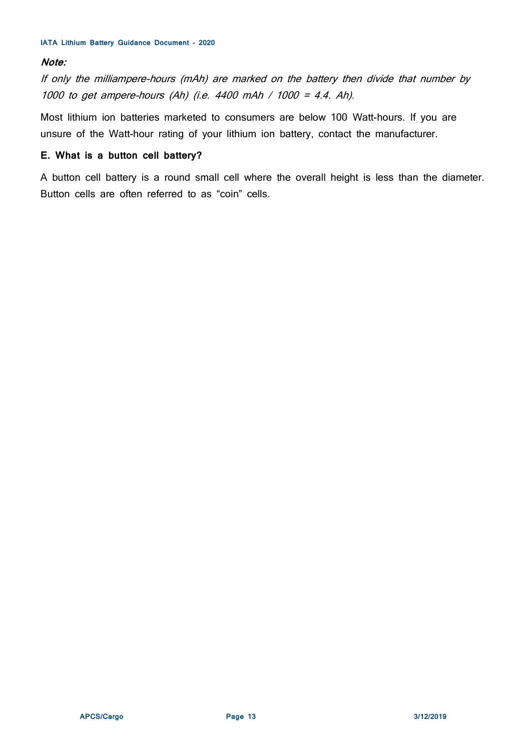***Note:***

*If only the milliampere-hours (mAh) are marked on the battery then divide that number by 1000 to get ampere-hours (Ah) (i.e. 4400 mAh / 1000 = 4.4. Ah).*

Most lithium ion batteries marketed to consumers are below 100 Watt-hours. If you are unsure of the Watt-hour rating of your lithium ion battery, contact the manufacturer.

**E. What is a button cell battery?**

A button cell battery is a round small cell where the overall height is less than the diameter. Button cells are often referred to as “coin” cells.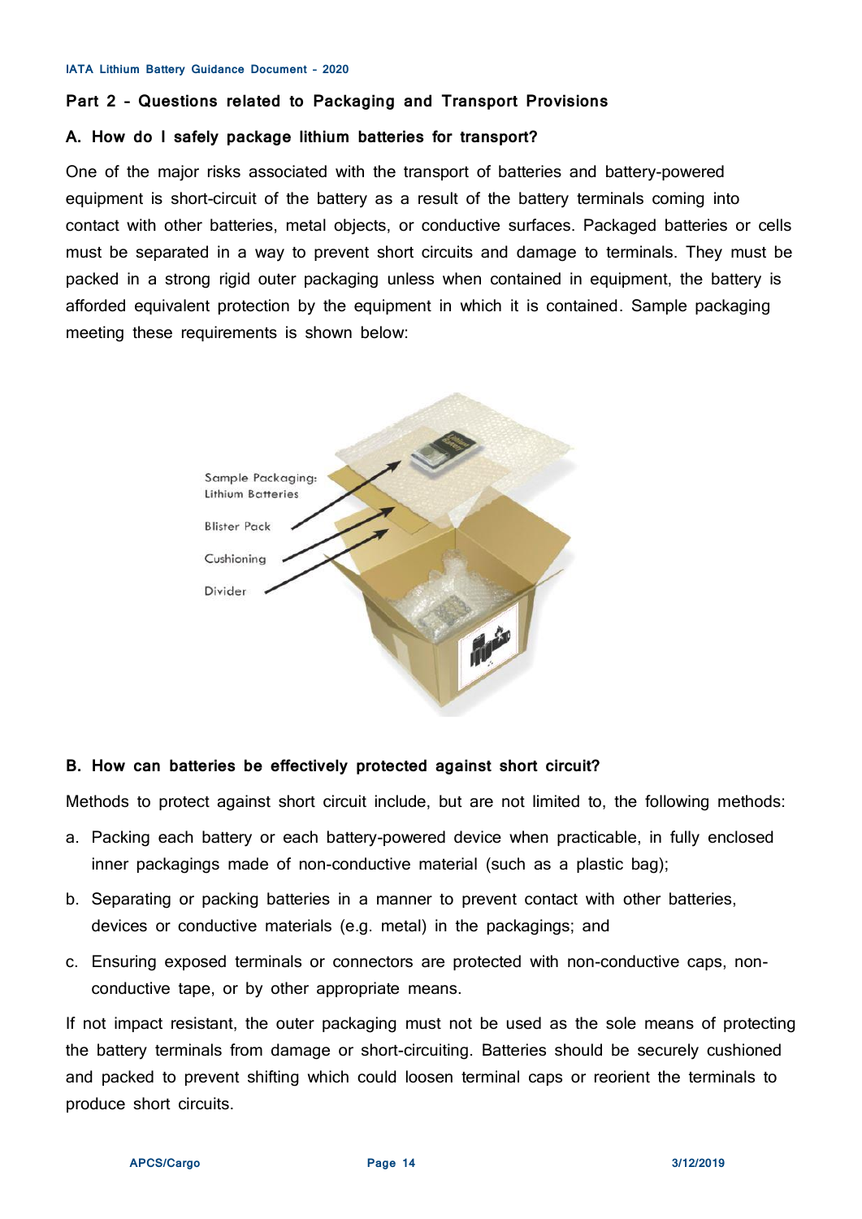## Part 2 - Questions related to Packaging and Transport Provisions

### A. How do I safely package lithium batteries for transport?

One of the major risks associated with the transport of batteries and battery-powered equipment is short-circuit of the battery as a result of the battery terminals coming into contact with other batteries, metal objects, or conductive surfaces. Packaged batteries or cells must be separated in a way to prevent short circuits and damage to terminals. They must be packed in a strong rigid outer packaging unless when contained in equipment, the battery is afforded equivalent protection by the equipment in which it is contained. Sample packaging meeting these requirements is shown below:

### B. How can batteries be effectively protected against short circuit?

Methods to protect against short circuit include, but are not limited to, the following methods:

a. Packing each battery or each battery-powered device when practicable, in fully enclosed inner packagings made of non-conductive material (such as a plastic bag);

b. Separating or packing batteries in a manner to prevent contact with other batteries, devices or conductive materials (e.g. metal) in the packagings; and

c. Ensuring exposed terminals or connectors are protected with non-conductive caps, non-conductive tape, or by other appropriate means.

If not impact resistant, the outer packaging must not be used as the sole means of protecting the battery terminals from damage or short-circuiting. Batteries should be securely cushioned and packed to prevent shifting which could loosen terminal caps or reorient the terminals to produce short circuits.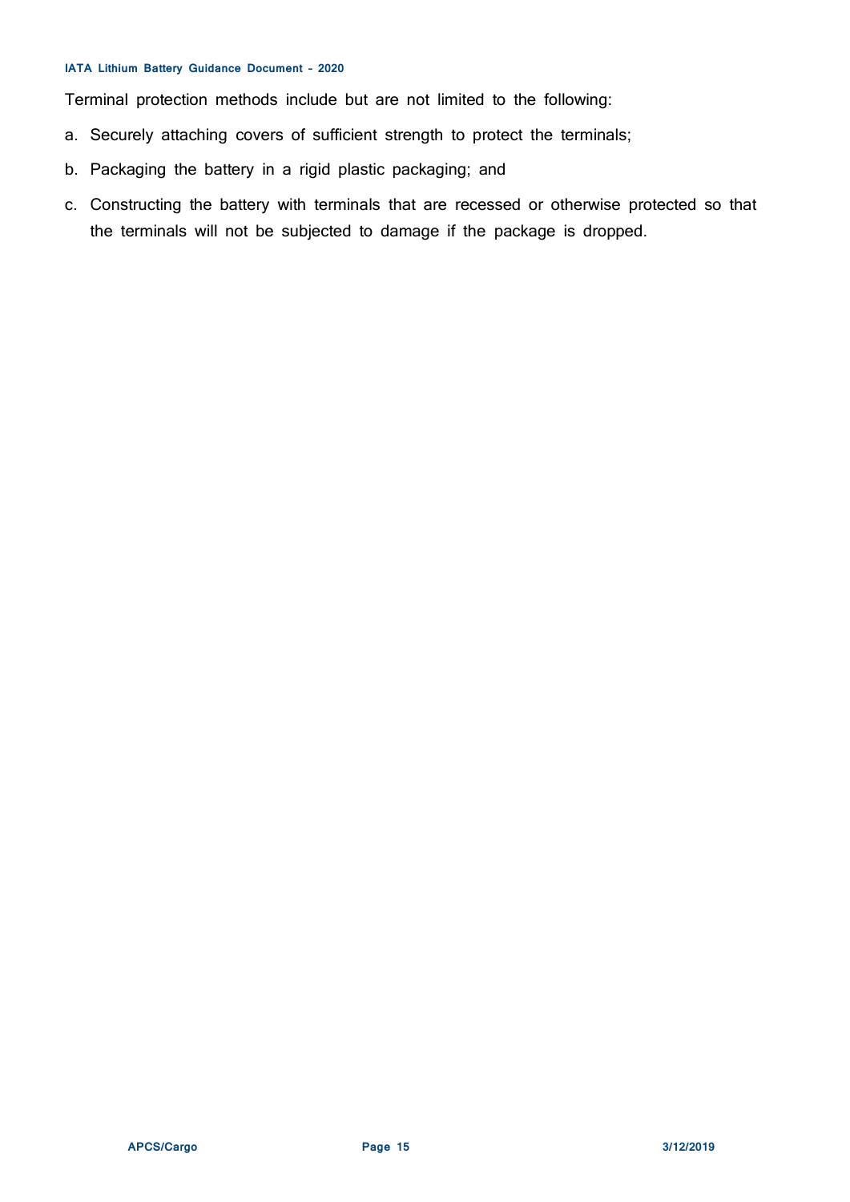Terminal protection methods include but are not limited to the following:

a. Securely attaching covers of sufficient strength to protect the terminals;

b. Packaging the battery in a rigid plastic packaging; and

c. Constructing the battery with terminals that are recessed or otherwise protected so that the terminals will not be subjected to damage if the package is dropped.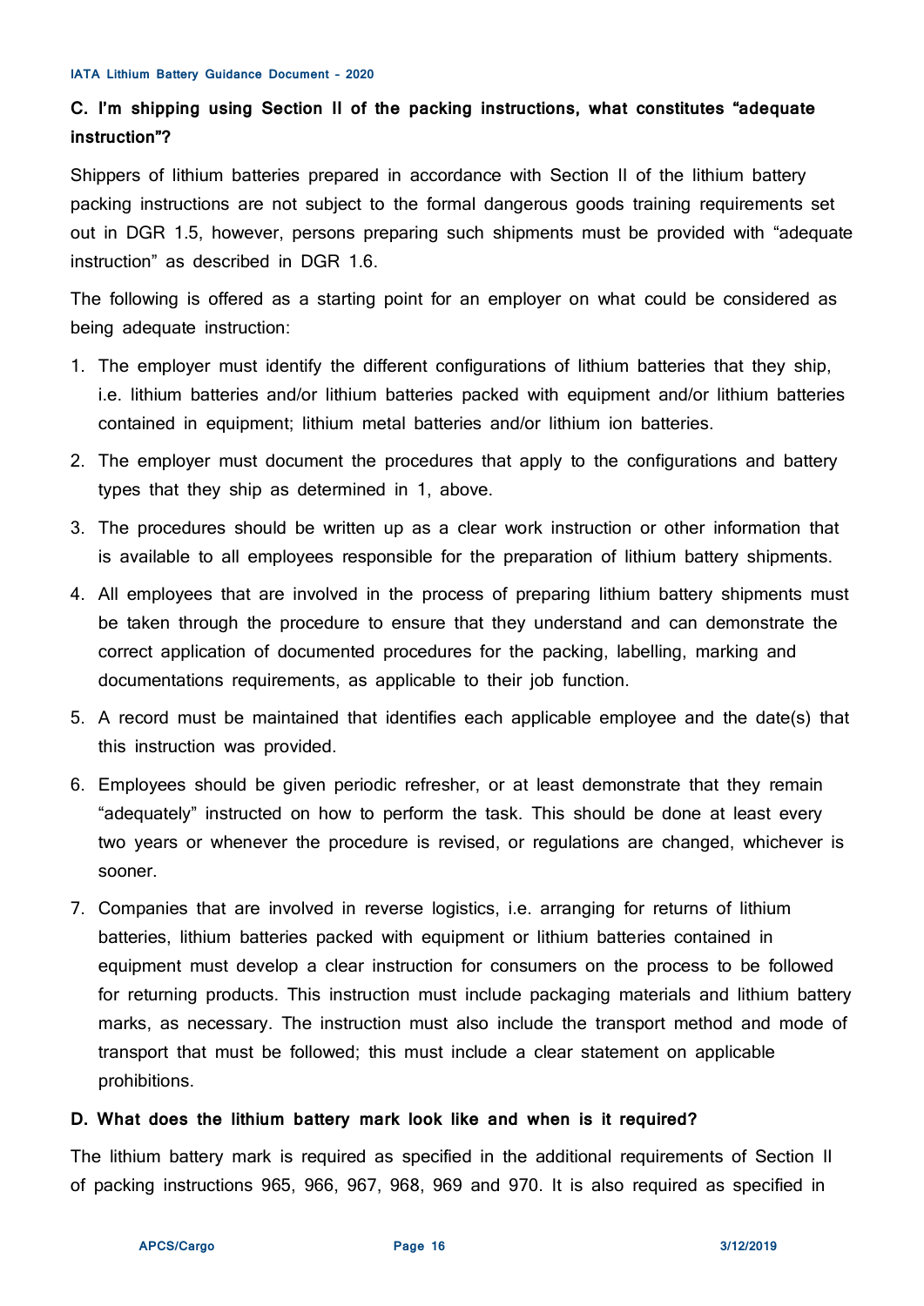### C. I'm shipping using Section II of the packing instructions, what constitutes "adequate instruction"?

Shippers of lithium batteries prepared in accordance with Section II of the lithium battery packing instructions are not subject to the formal dangerous goods training requirements set out in DGR 1.5, however, persons preparing such shipments must be provided with "adequate instruction" as described in DGR 1.6.

The following is offered as a starting point for an employer on what could be considered as being adequate instruction:

1. The employer must identify the different configurations of lithium batteries that they ship, i.e. lithium batteries and/or lithium batteries packed with equipment and/or lithium batteries contained in equipment; lithium metal batteries and/or lithium ion batteries.
2. The employer must document the procedures that apply to the configurations and battery types that they ship as determined in 1, above.
3. The procedures should be written up as a clear work instruction or other information that is available to all employees responsible for the preparation of lithium battery shipments.
4. All employees that are involved in the process of preparing lithium battery shipments must be taken through the procedure to ensure that they understand and can demonstrate the correct application of documented procedures for the packing, labelling, marking and documentations requirements, as applicable to their job function.
5. A record must be maintained that identifies each applicable employee and the date(s) that this instruction was provided.
6. Employees should be given periodic refresher, or at least demonstrate that they remain "adequately" instructed on how to perform the task. This should be done at least every two years or whenever the procedure is revised, or regulations are changed, whichever is sooner.
7. Companies that are involved in reverse logistics, i.e. arranging for returns of lithium batteries, lithium batteries packed with equipment or lithium batteries contained in equipment must develop a clear instruction for consumers on the process to be followed for returning products. This instruction must include packaging materials and lithium battery marks, as necessary. The instruction must also include the transport method and mode of transport that must be followed; this must include a clear statement on applicable prohibitions.

### D. What does the lithium battery mark look like and when is it required?

The lithium battery mark is required as specified in the additional requirements of Section II of packing instructions 965, 966, 967, 968, 969 and 970. It is also required as specified in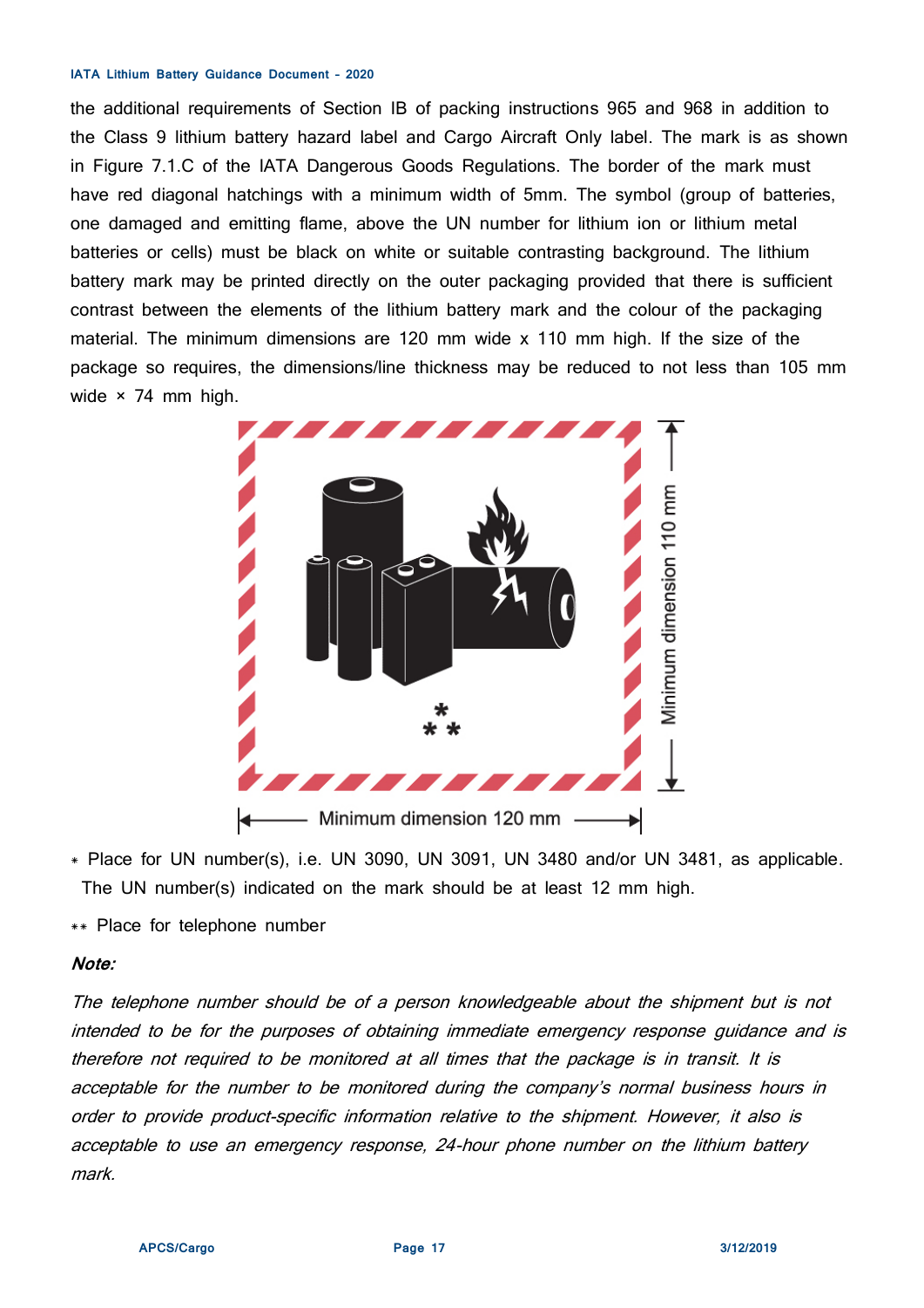the additional requirements of Section IB of packing instructions 965 and 968 in addition to the Class 9 lithium battery hazard label and Cargo Aircraft Only label. The mark is as shown in Figure 7.1.C of the IATA Dangerous Goods Regulations. The border of the mark must have red diagonal hatchings with a minimum width of 5mm. The symbol (group of batteries, one damaged and emitting flame, above the UN number for lithium ion or lithium metal batteries or cells) must be black on white or suitable contrasting background. The lithium battery mark may be printed directly on the outer packaging provided that there is sufficient contrast between the elements of the lithium battery mark and the colour of the packaging material. The minimum dimensions are 120 mm wide x 110 mm high. If the size of the package so requires, the dimensions/line thickness may be reduced to not less than 105 mm wide × 74 mm high.

\* Place for UN number(s), i.e. UN 3090, UN 3091, UN 3480 and/or UN 3481, as applicable. The UN number(s) indicated on the mark should be at least 12 mm high.

\*\* Place for telephone number

***Note:***

*The telephone number should be of a person knowledgeable about the shipment but is not intended to be for the purposes of obtaining immediate emergency response guidance and is therefore not required to be monitored at all times that the package is in transit. It is acceptable for the number to be monitored during the company's normal business hours in order to provide product-specific information relative to the shipment. However, it also is acceptable to use an emergency response, 24-hour phone number on the lithium battery mark.*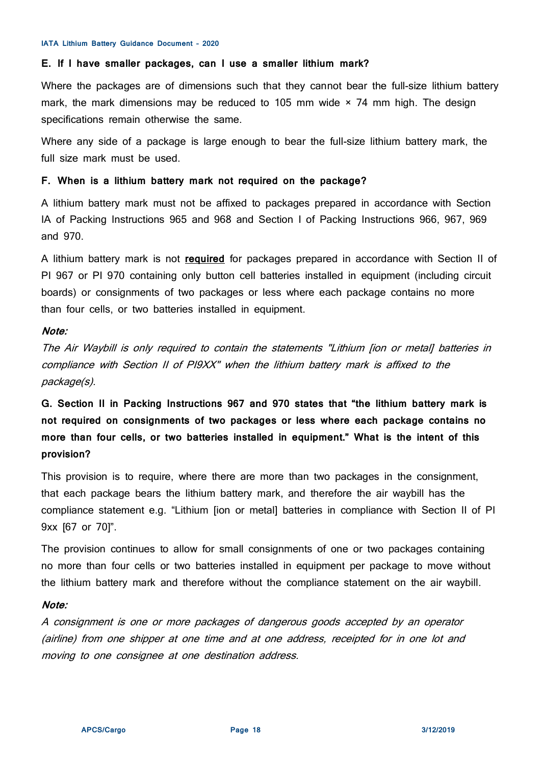### E. If I have smaller packages, can I use a smaller lithium mark?

Where the packages are of dimensions such that they cannot bear the full-size lithium battery mark, the mark dimensions may be reduced to 105 mm wide × 74 mm high. The design specifications remain otherwise the same.

Where any side of a package is large enough to bear the full-size lithium battery mark, the full size mark must be used.

### F. When is a lithium battery mark not required on the package?

A lithium battery mark must not be affixed to packages prepared in accordance with Section IA of Packing Instructions 965 and 968 and Section I of Packing Instructions 966, 967, 969 and 970.

A lithium battery mark is not **required** for packages prepared in accordance with Section II of PI 967 or PI 970 containing only button cell batteries installed in equipment (including circuit boards) or consignments of two packages or less where each package contains no more than four cells, or two batteries installed in equipment.

***Note:***
*The Air Waybill is only required to contain the statements "Lithium [ion or metal] batteries in compliance with Section II of PI9XX" when the lithium battery mark is affixed to the package(s).*

### G. Section II in Packing Instructions 967 and 970 states that "the lithium battery mark is not required on consignments of two packages or less where each package contains no more than four cells, or two batteries installed in equipment." What is the intent of this provision?

This provision is to require, where there are more than two packages in the consignment, that each package bears the lithium battery mark, and therefore the air waybill has the compliance statement e.g. "Lithium [ion or metal] batteries in compliance with Section II of PI 9xx [67 or 70]".

The provision continues to allow for small consignments of one or two packages containing no more than four cells or two batteries installed in equipment per package to move without the lithium battery mark and therefore without the compliance statement on the air waybill.

***Note:***
*A consignment is one or more packages of dangerous goods accepted by an operator (airline) from one shipper at one time and at one address, receipted for in one lot and moving to one consignee at one destination address.*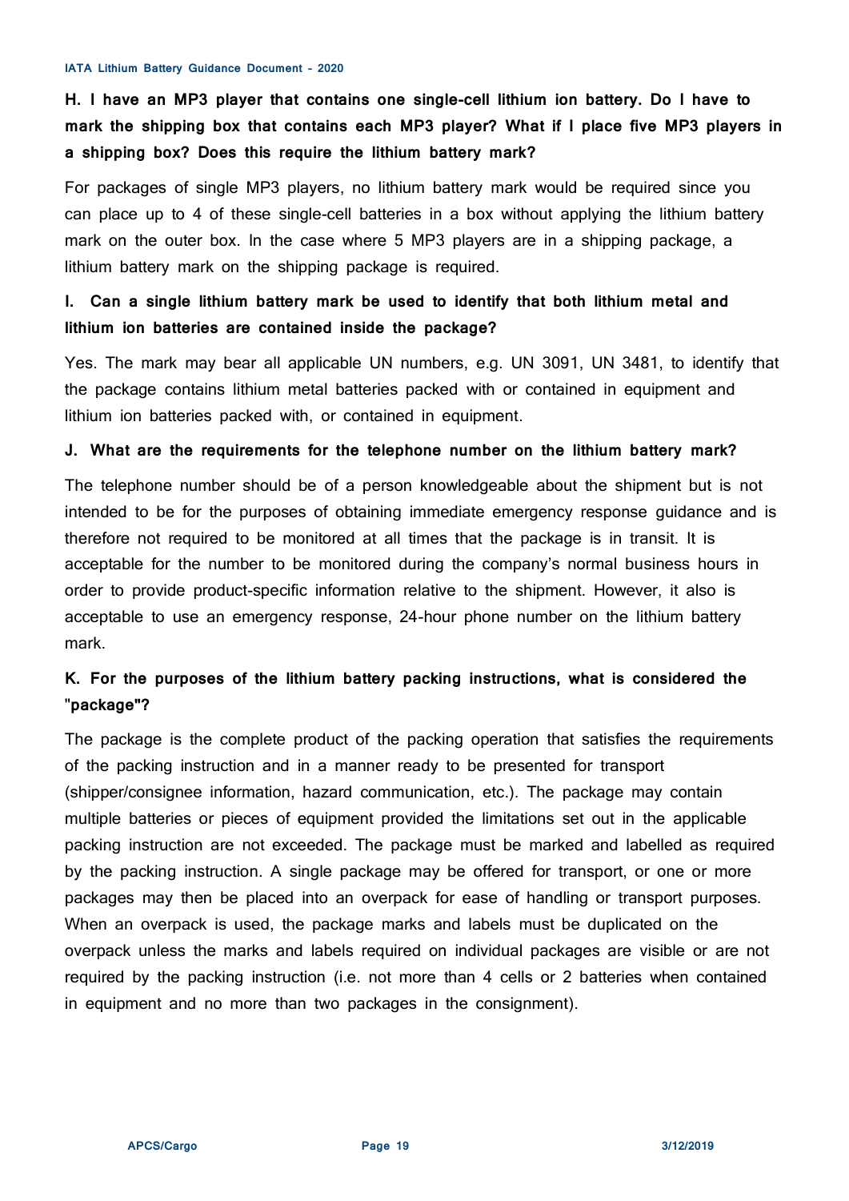**H. I have an MP3 player that contains one single-cell lithium ion battery. Do I have to mark the shipping box that contains each MP3 player? What if I place five MP3 players in a shipping box? Does this require the lithium battery mark?**

For packages of single MP3 players, no lithium battery mark would be required since you can place up to 4 of these single-cell batteries in a box without applying the lithium battery mark on the outer box. In the case where 5 MP3 players are in a shipping package, a lithium battery mark on the shipping package is required.

**I. Can a single lithium battery mark be used to identify that both lithium metal and lithium ion batteries are contained inside the package?**

Yes. The mark may bear all applicable UN numbers, e.g. UN 3091, UN 3481, to identify that the package contains lithium metal batteries packed with or contained in equipment and lithium ion batteries packed with, or contained in equipment.

**J. What are the requirements for the telephone number on the lithium battery mark?**

The telephone number should be of a person knowledgeable about the shipment but is not intended to be for the purposes of obtaining immediate emergency response guidance and is therefore not required to be monitored at all times that the package is in transit. It is acceptable for the number to be monitored during the company's normal business hours in order to provide product-specific information relative to the shipment. However, it also is acceptable to use an emergency response, 24-hour phone number on the lithium battery mark.

**K. For the purposes of the lithium battery packing instructions, what is considered the "package"?**

The package is the complete product of the packing operation that satisfies the requirements of the packing instruction and in a manner ready to be presented for transport (shipper/consignee information, hazard communication, etc.). The package may contain multiple batteries or pieces of equipment provided the limitations set out in the applicable packing instruction are not exceeded. The package must be marked and labelled as required by the packing instruction. A single package may be offered for transport, or one or more packages may then be placed into an overpack for ease of handling or transport purposes. When an overpack is used, the package marks and labels must be duplicated on the overpack unless the marks and labels required on individual packages are visible or are not required by the packing instruction (i.e. not more than 4 cells or 2 batteries when contained in equipment and no more than two packages in the consignment).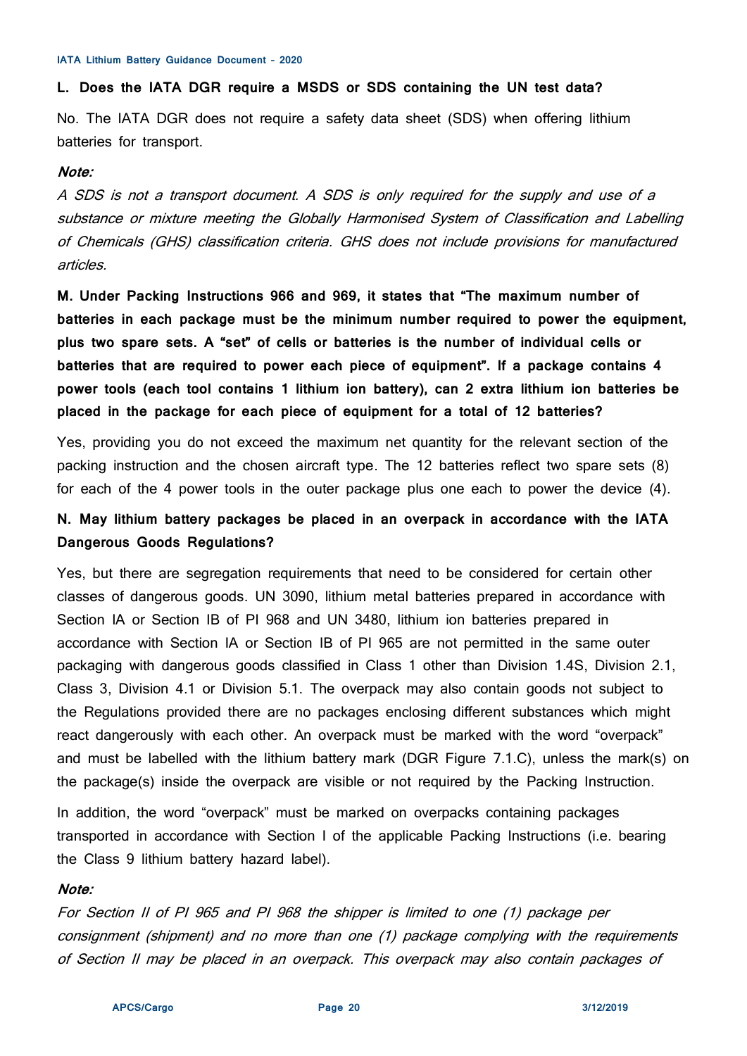**L. Does the IATA DGR require a MSDS or SDS containing the UN test data?**

No. The IATA DGR does not require a safety data sheet (SDS) when offering lithium batteries for transport.

***Note:***

*A SDS is not a transport document. A SDS is only required for the supply and use of a substance or mixture meeting the Globally Harmonised System of Classification and Labelling of Chemicals (GHS) classification criteria. GHS does not include provisions for manufactured articles.*

**M. Under Packing Instructions 966 and 969, it states that "The maximum number of batteries in each package must be the minimum number required to power the equipment, plus two spare sets. A "set" of cells or batteries is the number of individual cells or batteries that are required to power each piece of equipment". If a package contains 4 power tools (each tool contains 1 lithium ion battery), can 2 extra lithium ion batteries be placed in the package for each piece of equipment for a total of 12 batteries?**

Yes, providing you do not exceed the maximum net quantity for the relevant section of the packing instruction and the chosen aircraft type. The 12 batteries reflect two spare sets (8) for each of the 4 power tools in the outer package plus one each to power the device (4).

**N. May lithium battery packages be placed in an overpack in accordance with the IATA Dangerous Goods Regulations?**

Yes, but there are segregation requirements that need to be considered for certain other classes of dangerous goods. UN 3090, lithium metal batteries prepared in accordance with Section IA or Section IB of PI 968 and UN 3480, lithium ion batteries prepared in accordance with Section IA or Section IB of PI 965 are not permitted in the same outer packaging with dangerous goods classified in Class 1 other than Division 1.4S, Division 2.1, Class 3, Division 4.1 or Division 5.1. The overpack may also contain goods not subject to the Regulations provided there are no packages enclosing different substances which might react dangerously with each other. An overpack must be marked with the word "overpack" and must be labelled with the lithium battery mark (DGR Figure 7.1.C), unless the mark(s) on the package(s) inside the overpack are visible or not required by the Packing Instruction.

In addition, the word "overpack" must be marked on overpacks containing packages transported in accordance with Section I of the applicable Packing Instructions (i.e. bearing the Class 9 lithium battery hazard label).

***Note:***

*For Section II of PI 965 and PI 968 the shipper is limited to one (1) package per consignment (shipment) and no more than one (1) package complying with the requirements of Section II may be placed in an overpack. This overpack may also contain packages of*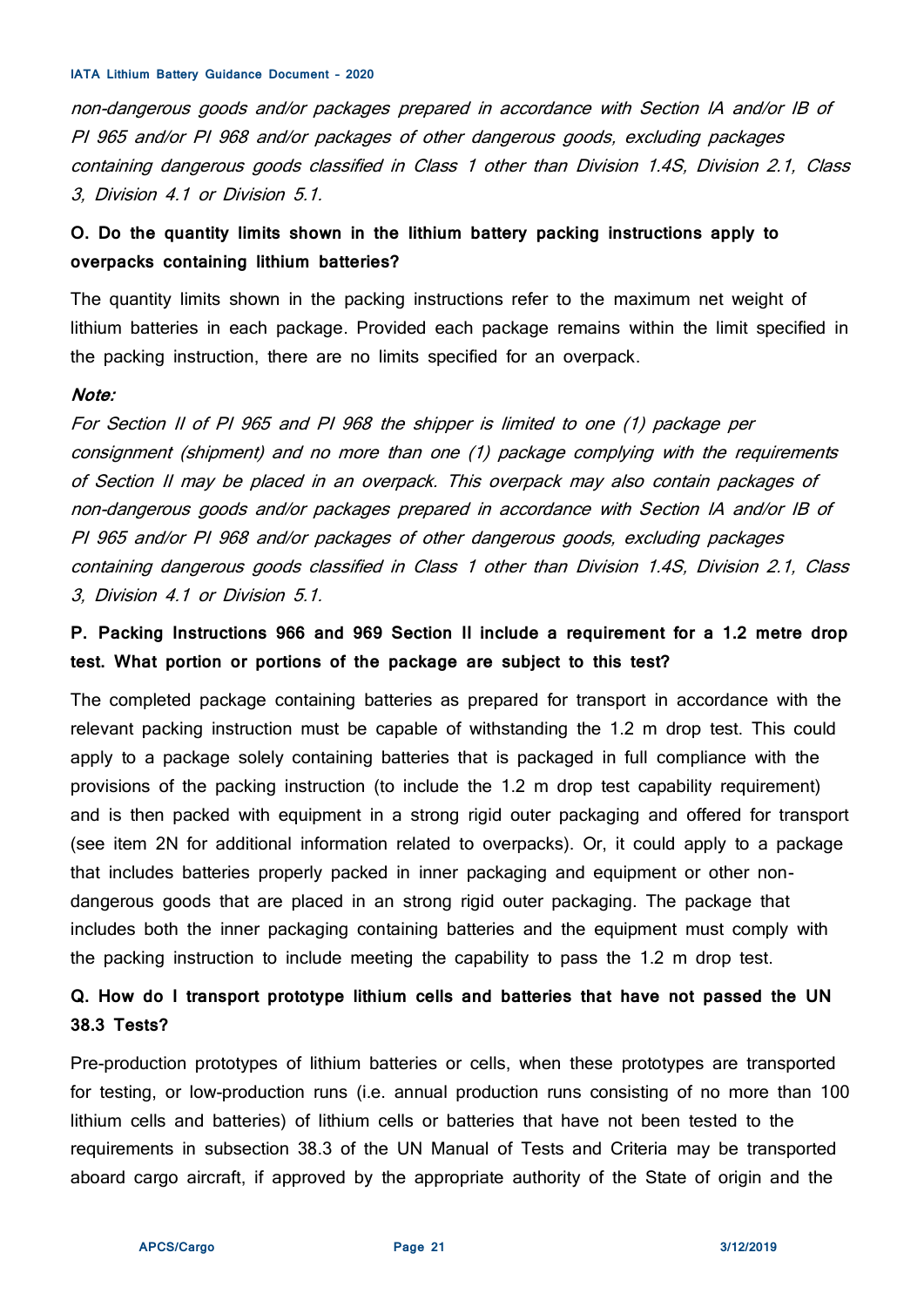*non-dangerous goods and/or packages prepared in accordance with Section IA and/or IB of PI 965 and/or PI 968 and/or packages of other dangerous goods, excluding packages containing dangerous goods classified in Class 1 other than Division 1.4S, Division 2.1, Class 3, Division 4.1 or Division 5.1.*

**O. Do the quantity limits shown in the lithium battery packing instructions apply to overpacks containing lithium batteries?**

The quantity limits shown in the packing instructions refer to the maximum net weight of lithium batteries in each package. Provided each package remains within the limit specified in the packing instruction, there are no limits specified for an overpack.

***Note:***
*For Section II of PI 965 and PI 968 the shipper is limited to one (1) package per consignment (shipment) and no more than one (1) package complying with the requirements of Section II may be placed in an overpack. This overpack may also contain packages of non-dangerous goods and/or packages prepared in accordance with Section IA and/or IB of PI 965 and/or PI 968 and/or packages of other dangerous goods, excluding packages containing dangerous goods classified in Class 1 other than Division 1.4S, Division 2.1, Class 3, Division 4.1 or Division 5.1.*

**P. Packing Instructions 966 and 969 Section II include a requirement for a 1.2 metre drop test. What portion or portions of the package are subject to this test?**

The completed package containing batteries as prepared for transport in accordance with the relevant packing instruction must be capable of withstanding the 1.2 m drop test. This could apply to a package solely containing batteries that is packaged in full compliance with the provisions of the packing instruction (to include the 1.2 m drop test capability requirement) and is then packed with equipment in a strong rigid outer packaging and offered for transport (see item 2N for additional information related to overpacks). Or, it could apply to a package that includes batteries properly packed in inner packaging and equipment or other non-dangerous goods that are placed in an strong rigid outer packaging. The package that includes both the inner packaging containing batteries and the equipment must comply with the packing instruction to include meeting the capability to pass the 1.2 m drop test.

**Q. How do I transport prototype lithium cells and batteries that have not passed the UN 38.3 Tests?**

Pre-production prototypes of lithium batteries or cells, when these prototypes are transported for testing, or low-production runs (i.e. annual production runs consisting of no more than 100 lithium cells and batteries) of lithium cells or batteries that have not been tested to the requirements in subsection 38.3 of the UN Manual of Tests and Criteria may be transported aboard cargo aircraft, if approved by the appropriate authority of the State of origin and the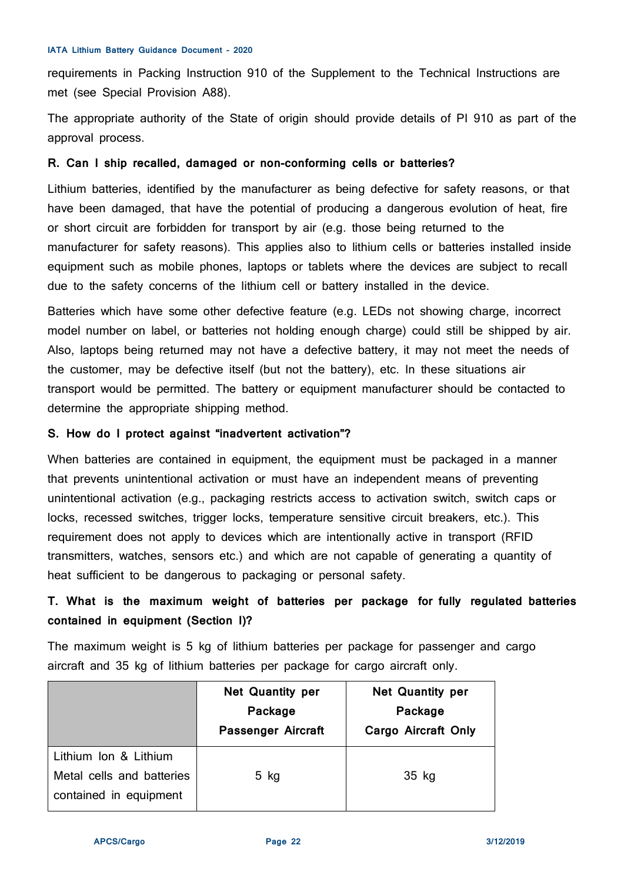requirements in Packing Instruction 910 of the Supplement to the Technical Instructions are met (see Special Provision A88).

The appropriate authority of the State of origin should provide details of PI 910 as part of the approval process.

**R. Can I ship recalled, damaged or non-conforming cells or batteries?**

Lithium batteries, identified by the manufacturer as being defective for safety reasons, or that have been damaged, that have the potential of producing a dangerous evolution of heat, fire or short circuit are forbidden for transport by air (e.g. those being returned to the manufacturer for safety reasons). This applies also to lithium cells or batteries installed inside equipment such as mobile phones, laptops or tablets where the devices are subject to recall due to the safety concerns of the lithium cell or battery installed in the device.

Batteries which have some other defective feature (e.g. LEDs not showing charge, incorrect model number on label, or batteries not holding enough charge) could still be shipped by air. Also, laptops being returned may not have a defective battery, it may not meet the needs of the customer, may be defective itself (but not the battery), etc. In these situations air transport would be permitted. The battery or equipment manufacturer should be contacted to determine the appropriate shipping method.

**S. How do I protect against "inadvertent activation"?**

When batteries are contained in equipment, the equipment must be packaged in a manner that prevents unintentional activation or must have an independent means of preventing unintentional activation (e.g., packaging restricts access to activation switch, switch caps or locks, recessed switches, trigger locks, temperature sensitive circuit breakers, etc.). This requirement does not apply to devices which are intentionally active in transport (RFID transmitters, watches, sensors etc.) and which are not capable of generating a quantity of heat sufficient to be dangerous to packaging or personal safety.

**T. What is the maximum weight of batteries per package for fully regulated batteries contained in equipment (Section I)?**

The maximum weight is 5 kg of lithium batteries per package for passenger and cargo aircraft and 35 kg of lithium batteries per package for cargo aircraft only.

| | **Net Quantity per Package Passenger Aircraft** | **Net Quantity per Package Cargo Aircraft Only** |
|---|---|---|
| Lithium Ion & Lithium Metal cells and batteries contained in equipment | 5 kg | 35 kg |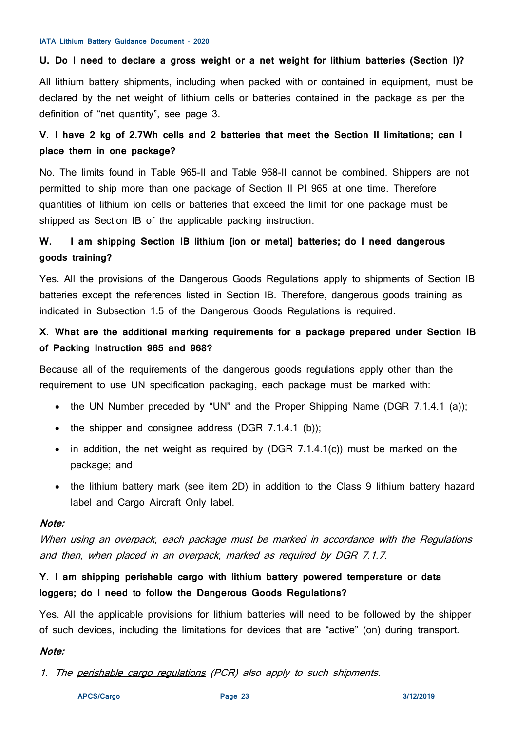**U. Do I need to declare a gross weight or a net weight for lithium batteries (Section I)?**

All lithium battery shipments, including when packed with or contained in equipment, must be declared by the net weight of lithium cells or batteries contained in the package as per the definition of "net quantity", see page 3.

**V. I have 2 kg of 2.7Wh cells and 2 batteries that meet the Section II limitations; can I place them in one package?**

No. The limits found in Table 965-II and Table 968-II cannot be combined. Shippers are not permitted to ship more than one package of Section II PI 965 at one time. Therefore quantities of lithium ion cells or batteries that exceed the limit for one package must be shipped as Section IB of the applicable packing instruction.

**W. I am shipping Section IB lithium [ion or metal] batteries; do I need dangerous goods training?**

Yes. All the provisions of the Dangerous Goods Regulations apply to shipments of Section IB batteries except the references listed in Section IB. Therefore, dangerous goods training as indicated in Subsection 1.5 of the Dangerous Goods Regulations is required.

**X. What are the additional marking requirements for a package prepared under Section IB of Packing Instruction 965 and 968?**

Because all of the requirements of the dangerous goods regulations apply other than the requirement to use UN specification packaging, each package must be marked with:

- the UN Number preceded by "UN" and the Proper Shipping Name (DGR 7.1.4.1 (a));
- the shipper and consignee address (DGR 7.1.4.1 (b));
- in addition, the net weight as required by (DGR 7.1.4.1(c)) must be marked on the package; and
- the lithium battery mark (see item 2D) in addition to the Class 9 lithium battery hazard label and Cargo Aircraft Only label.

***Note:***

*When using an overpack, each package must be marked in accordance with the Regulations and then, when placed in an overpack, marked as required by DGR 7.1.7.*

**Y. I am shipping perishable cargo with lithium battery powered temperature or data loggers; do I need to follow the Dangerous Goods Regulations?**

Yes. All the applicable provisions for lithium batteries will need to be followed by the shipper of such devices, including the limitations for devices that are "active" (on) during transport.

***Note:***

1. *The perishable cargo regulations (PCR) also apply to such shipments.*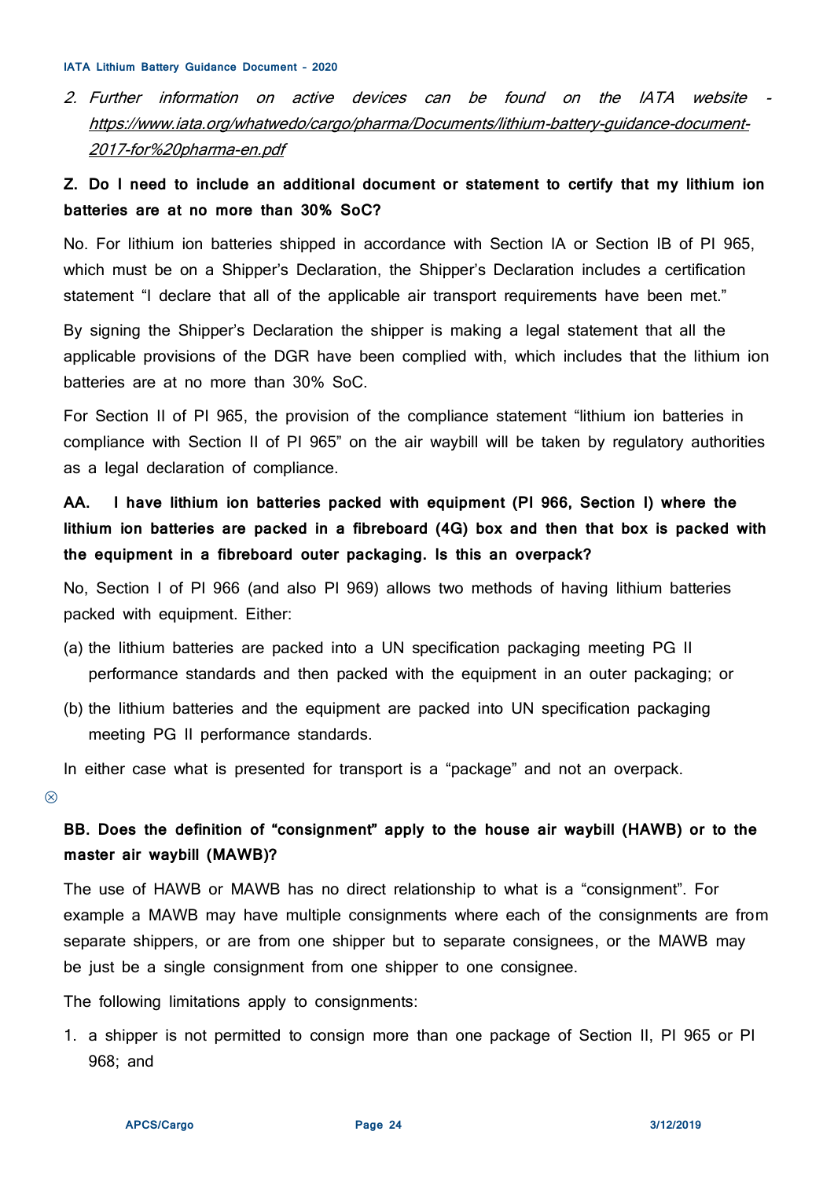2. *Further information on active devices can be found on the IATA website - https://www.iata.org/whatwedo/cargo/pharma/Documents/lithium-battery-guidance-document-2017-for%20pharma-en.pdf*

**Z. Do I need to include an additional document or statement to certify that my lithium ion batteries are at no more than 30% SoC?**

No. For lithium ion batteries shipped in accordance with Section IA or Section IB of PI 965, which must be on a Shipper's Declaration, the Shipper's Declaration includes a certification statement "I declare that all of the applicable air transport requirements have been met."

By signing the Shipper's Declaration the shipper is making a legal statement that all the applicable provisions of the DGR have been complied with, which includes that the lithium ion batteries are at no more than 30% SoC.

For Section II of PI 965, the provision of the compliance statement "lithium ion batteries in compliance with Section II of PI 965" on the air waybill will be taken by regulatory authorities as a legal declaration of compliance.

**AA. I have lithium ion batteries packed with equipment (PI 966, Section I) where the lithium ion batteries are packed in a fibreboard (4G) box and then that box is packed with the equipment in a fibreboard outer packaging. Is this an overpack?**

No, Section I of PI 966 (and also PI 969) allows two methods of having lithium batteries packed with equipment. Either:

(a) the lithium batteries are packed into a UN specification packaging meeting PG II performance standards and then packed with the equipment in an outer packaging; or

(b) the lithium batteries and the equipment are packed into UN specification packaging meeting PG II performance standards.

In either case what is presented for transport is a "package" and not an overpack.

**BB. Does the definition of "consignment" apply to the house air waybill (HAWB) or to the master air waybill (MAWB)?**

The use of HAWB or MAWB has no direct relationship to what is a "consignment". For example a MAWB may have multiple consignments where each of the consignments are from separate shippers, or are from one shipper but to separate consignees, or the MAWB may be just be a single consignment from one shipper to one consignee.

The following limitations apply to consignments:

1. a shipper is not permitted to consign more than one package of Section II, PI 965 or PI 968; and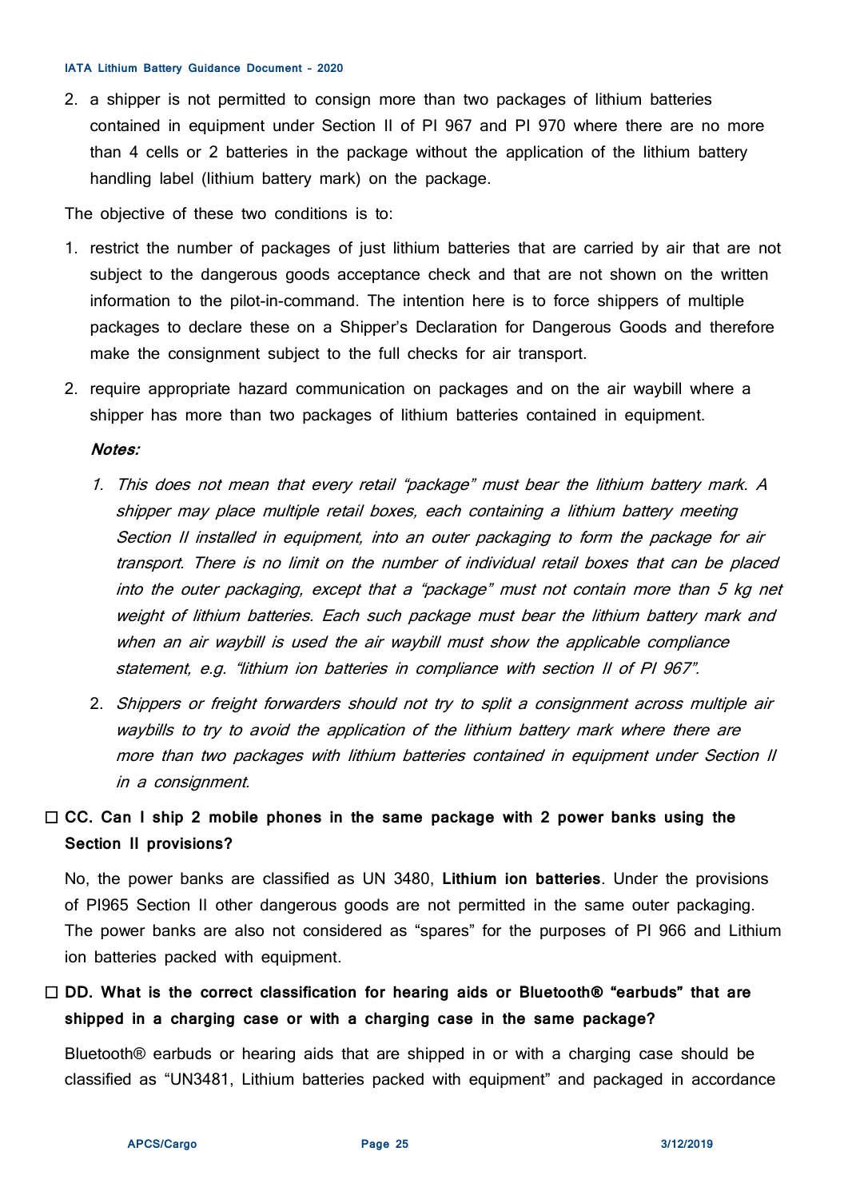2. a shipper is not permitted to consign more than two packages of lithium batteries contained in equipment under Section II of PI 967 and PI 970 where there are no more than 4 cells or 2 batteries in the package without the application of the lithium battery handling label (lithium battery mark) on the package.

The objective of these two conditions is to:

1. restrict the number of packages of just lithium batteries that are carried by air that are not subject to the dangerous goods acceptance check and that are not shown on the written information to the pilot-in-command. The intention here is to force shippers of multiple packages to declare these on a Shipper's Declaration for Dangerous Goods and therefore make the consignment subject to the full checks for air transport.
2. require appropriate hazard communication on packages and on the air waybill where a shipper has more than two packages of lithium batteries contained in equipment.

***Notes:***

1. *This does not mean that every retail "package" must bear the lithium battery mark. A shipper may place multiple retail boxes, each containing a lithium battery meeting Section II installed in equipment, into an outer packaging to form the package for air transport. There is no limit on the number of individual retail boxes that can be placed into the outer packaging, except that a "package" must not contain more than 5 kg net weight of lithium batteries. Each such package must bear the lithium battery mark and when an air waybill is used the air waybill must show the applicable compliance statement, e.g. "lithium ion batteries in compliance with section II of PI 967".*
2. *Shippers or freight forwarders should not try to split a consignment across multiple air waybills to try to avoid the application of the lithium battery mark where there are more than two packages with lithium batteries contained in equipment under Section II in a consignment.*

☐ **CC. Can I ship 2 mobile phones in the same package with 2 power banks using the Section II provisions?**

No, the power banks are classified as UN 3480, **Lithium ion batteries**. Under the provisions of PI965 Section II other dangerous goods are not permitted in the same outer packaging. The power banks are also not considered as "spares" for the purposes of PI 966 and Lithium ion batteries packed with equipment.

☐ **DD. What is the correct classification for hearing aids or Bluetooth® "earbuds" that are shipped in a charging case or with a charging case in the same package?**

Bluetooth® earbuds or hearing aids that are shipped in or with a charging case should be classified as "UN3481, Lithium batteries packed with equipment" and packaged in accordance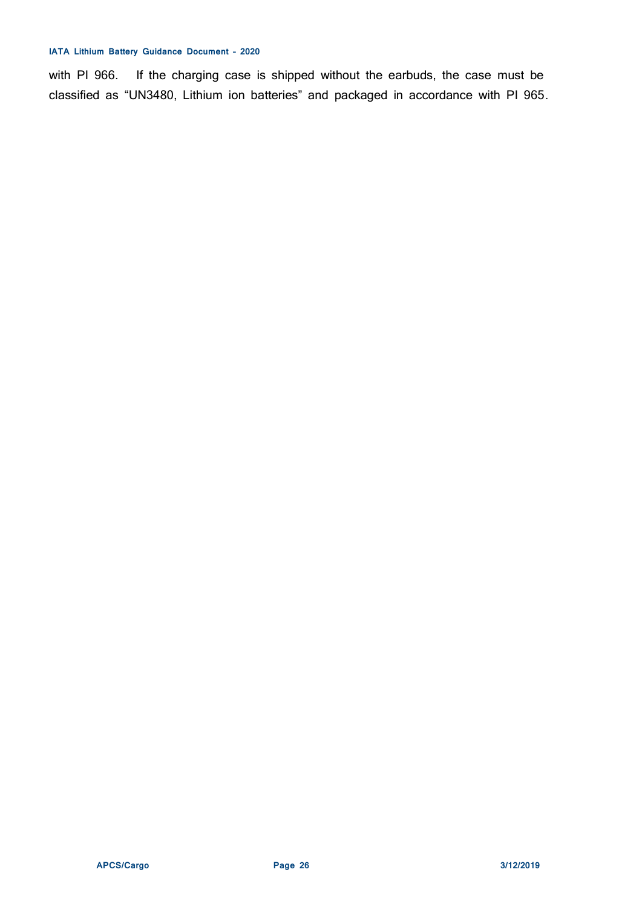with PI 966. If the charging case is shipped without the earbuds, the case must be classified as “UN3480, Lithium ion batteries” and packaged in accordance with PI 965.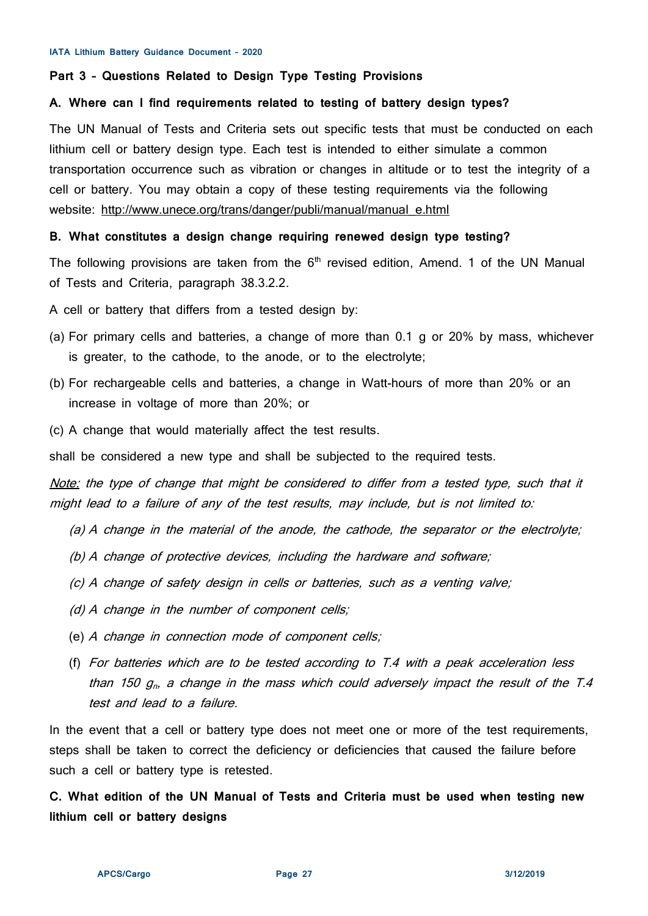## Part 3 - Questions Related to Design Type Testing Provisions

### A. Where can I find requirements related to testing of battery design types?

The UN Manual of Tests and Criteria sets out specific tests that must be conducted on each lithium cell or battery design type. Each test is intended to either simulate a common transportation occurrence such as vibration or changes in altitude or to test the integrity of a cell or battery. You may obtain a copy of these testing requirements via the following website: http://www.unece.org/trans/danger/publi/manual/manual_e.html

### B. What constitutes a design change requiring renewed design type testing?

The following provisions are taken from the 6th revised edition, Amend. 1 of the UN Manual of Tests and Criteria, paragraph 38.3.2.2.

A cell or battery that differs from a tested design by:

(a) For primary cells and batteries, a change of more than 0.1 g or 20% by mass, whichever is greater, to the cathode, to the anode, or to the electrolyte;

(b) For rechargeable cells and batteries, a change in Watt-hours of more than 20% or an increase in voltage of more than 20%; or

(c) A change that would materially affect the test results.

shall be considered a new type and shall be subjected to the required tests.

*Note: the type of change that might be considered to differ from a tested type, such that it might lead to a failure of any of the test results, may include, but is not limited to:*

*(a) A change in the material of the anode, the cathode, the separator or the electrolyte;*

*(b) A change of protective devices, including the hardware and software;*

*(c) A change of safety design in cells or batteries, such as a venting valve;*

*(d) A change in the number of component cells;*

(e) *A change in connection mode of component cells;*

(f) *For batteries which are to be tested according to T.4 with a peak acceleration less than 150 $g_n$, a change in the mass which could adversely impact the result of the T.4 test and lead to a failure.*

In the event that a cell or battery type does not meet one or more of the test requirements, steps shall be taken to correct the deficiency or deficiencies that caused the failure before such a cell or battery type is retested.

### C. What edition of the UN Manual of Tests and Criteria must be used when testing new lithium cell or battery designs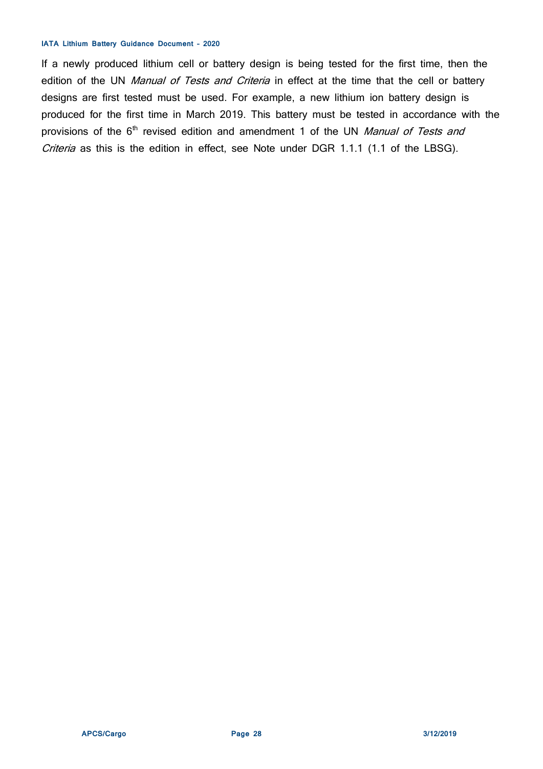If a newly produced lithium cell or battery design is being tested for the first time, then the edition of the UN *Manual of Tests and Criteria* in effect at the time that the cell or battery designs are first tested must be used. For example, a new lithium ion battery design is produced for the first time in March 2019. This battery must be tested in accordance with the provisions of the 6th revised edition and amendment 1 of the UN *Manual of Tests and Criteria* as this is the edition in effect, see Note under DGR 1.1.1 (1.1 of the LBSG).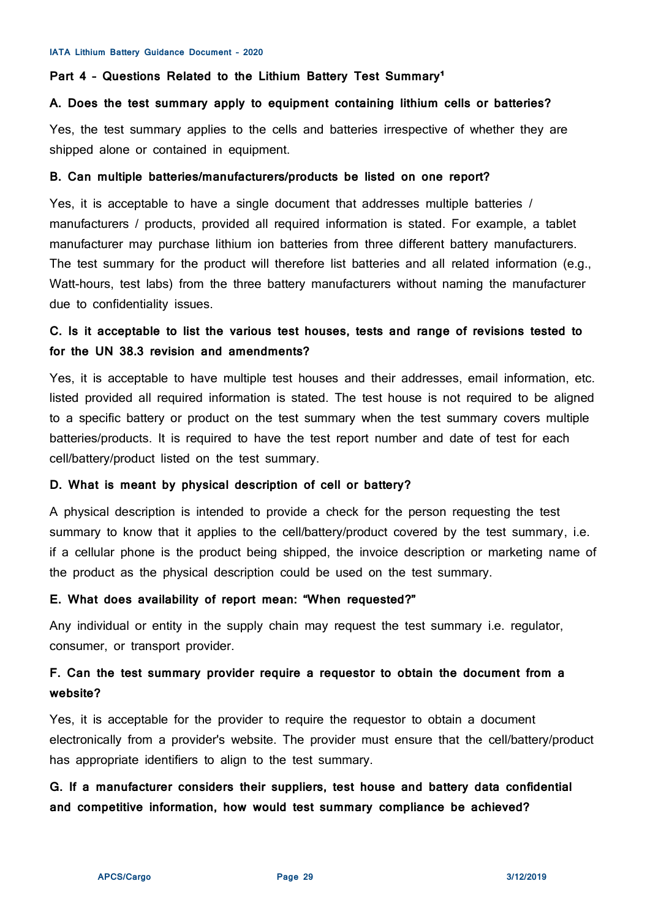## Part 4 - Questions Related to the Lithium Battery Test Summary[1]

### A. Does the test summary apply to equipment containing lithium cells or batteries?

Yes, the test summary applies to the cells and batteries irrespective of whether they are shipped alone or contained in equipment.

### B. Can multiple batteries/manufacturers/products be listed on one report?

Yes, it is acceptable to have a single document that addresses multiple batteries / manufacturers / products, provided all required information is stated. For example, a tablet manufacturer may purchase lithium ion batteries from three different battery manufacturers. The test summary for the product will therefore list batteries and all related information (e.g., Watt-hours, test labs) from the three battery manufacturers without naming the manufacturer due to confidentiality issues.

### C. Is it acceptable to list the various test houses, tests and range of revisions tested to for the UN 38.3 revision and amendments?

Yes, it is acceptable to have multiple test houses and their addresses, email information, etc. listed provided all required information is stated. The test house is not required to be aligned to a specific battery or product on the test summary when the test summary covers multiple batteries/products. It is required to have the test report number and date of test for each cell/battery/product listed on the test summary.

### D. What is meant by physical description of cell or battery?

A physical description is intended to provide a check for the person requesting the test summary to know that it applies to the cell/battery/product covered by the test summary, i.e. if a cellular phone is the product being shipped, the invoice description or marketing name of the product as the physical description could be used on the test summary.

### E. What does availability of report mean: "When requested?"

Any individual or entity in the supply chain may request the test summary i.e. regulator, consumer, or transport provider.

### F. Can the test summary provider require a requestor to obtain the document from a website?

Yes, it is acceptable for the provider to require the requestor to obtain a document electronically from a provider's website. The provider must ensure that the cell/battery/product has appropriate identifiers to align to the test summary.

### G. If a manufacturer considers their suppliers, test house and battery data confidential and competitive information, how would test summary compliance be achieved?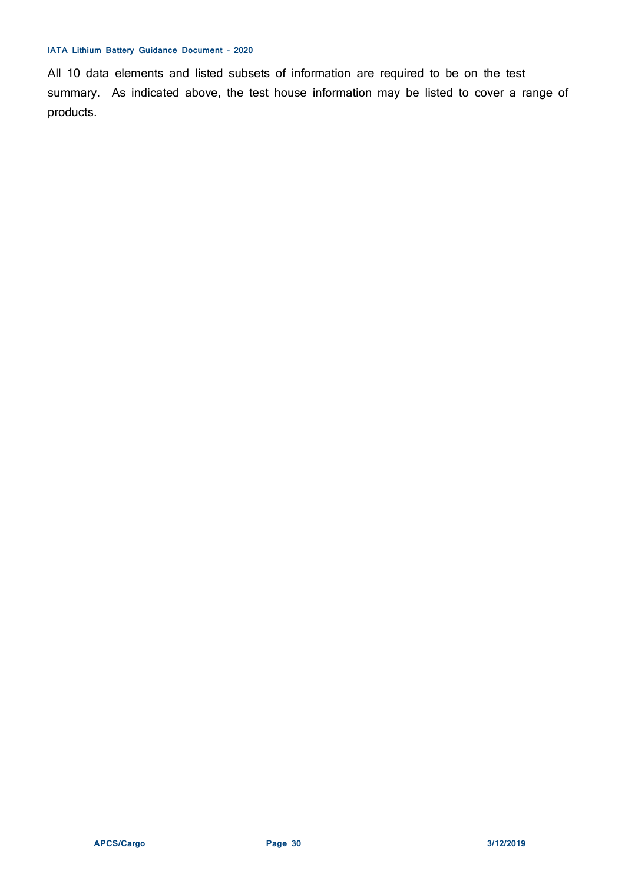All 10 data elements and listed subsets of information are required to be on the test summary. As indicated above, the test house information may be listed to cover a range of products.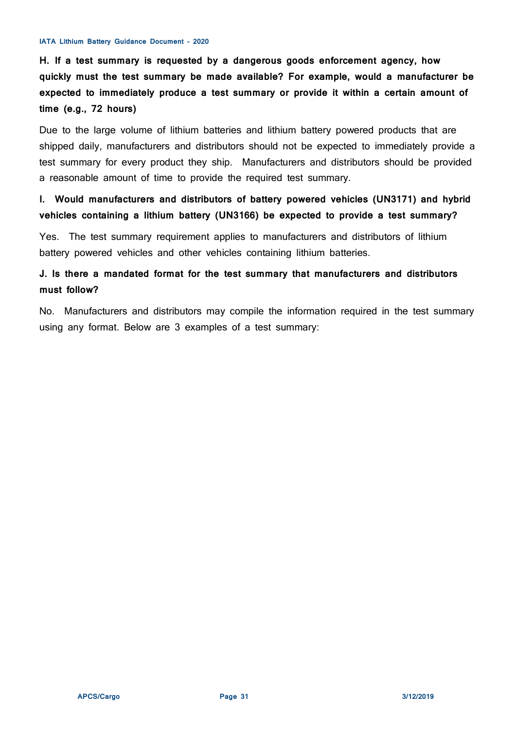**H. If a test summary is requested by a dangerous goods enforcement agency, how quickly must the test summary be made available? For example, would a manufacturer be expected to immediately produce a test summary or provide it within a certain amount of time (e.g., 72 hours)**

Due to the large volume of lithium batteries and lithium battery powered products that are shipped daily, manufacturers and distributors should not be expected to immediately provide a test summary for every product they ship. Manufacturers and distributors should be provided a reasonable amount of time to provide the required test summary.

**I. Would manufacturers and distributors of battery powered vehicles (UN3171) and hybrid vehicles containing a lithium battery (UN3166) be expected to provide a test summary?**

Yes. The test summary requirement applies to manufacturers and distributors of lithium battery powered vehicles and other vehicles containing lithium batteries.

**J. Is there a mandated format for the test summary that manufacturers and distributors must follow?**

No. Manufacturers and distributors may compile the information required in the test summary using any format. Below are 3 examples of a test summary: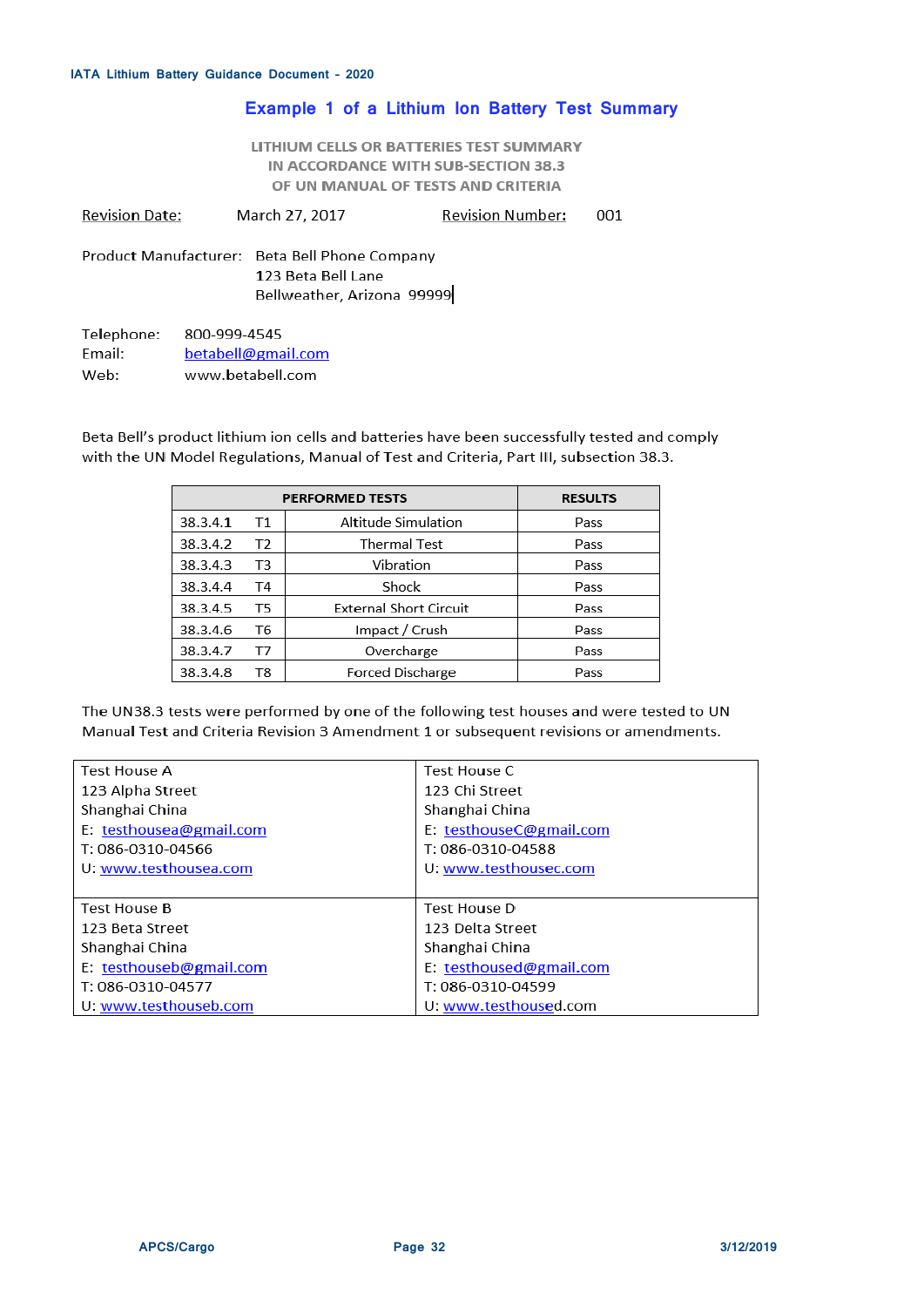## Example 1 of a Lithium Ion Battery Test Summary

**LITHIUM CELLS OR BATTERIES TEST SUMMARY**
**IN ACCORDANCE WITH SUB-SECTION 38.3**
**OF UN MANUAL OF TESTS AND CRITERIA**

Revision Date: March 27, 2017 Revision Number: 001

Product Manufacturer: Beta Bell Phone Company
123 Beta Bell Lane
Bellweather, Arizona 99999

Telephone: 800-999-4545
Email: betabell@gmail.com
Web: www.betabell.com

Beta Bell's product lithium ion cells and batteries have been successfully tested and comply with the UN Model Regulations, Manual of Test and Criteria, Part III, subsection 38.3.

| PERFORMED TESTS | | RESULTS |
|---|---|---|
| 38.3.4.1 T1 | Altitude Simulation | Pass |
| 38.3.4.2 T2 | Thermal Test | Pass |
| 38.3.4.3 T3 | Vibration | Pass |
| 38.3.4.4 T4 | Shock | Pass |
| 38.3.4.5 T5 | External Short Circuit | Pass |
| 38.3.4.6 T6 | Impact / Crush | Pass |
| 38.3.4.7 T7 | Overcharge | Pass |
| 38.3.4.8 T8 | Forced Discharge | Pass |

The UN38.3 tests were performed by one of the following test houses and were tested to UN Manual Test and Criteria Revision 3 Amendment 1 or subsequent revisions or amendments.

| | |
|---|---|
| Test House A<br>123 Alpha Street<br>Shanghai China<br>E: testhousea@gmail.com<br>T: 086-0310-04566<br>U: www.testhousea.com | Test House C<br>123 Chi Street<br>Shanghai China<br>E: testhouseC@gmail.com<br>T: 086-0310-04588<br>U: www.testhousec.com |
| Test House B<br>123 Beta Street<br>Shanghai China<br>E: testhouseb@gmail.com<br>T: 086-0310-04577<br>U: www.testhouseb.com | Test House D<br>123 Delta Street<br>Shanghai China<br>E: testhoused@gmail.com<br>T: 086-0310-04599<br>U: www.testhoused.com |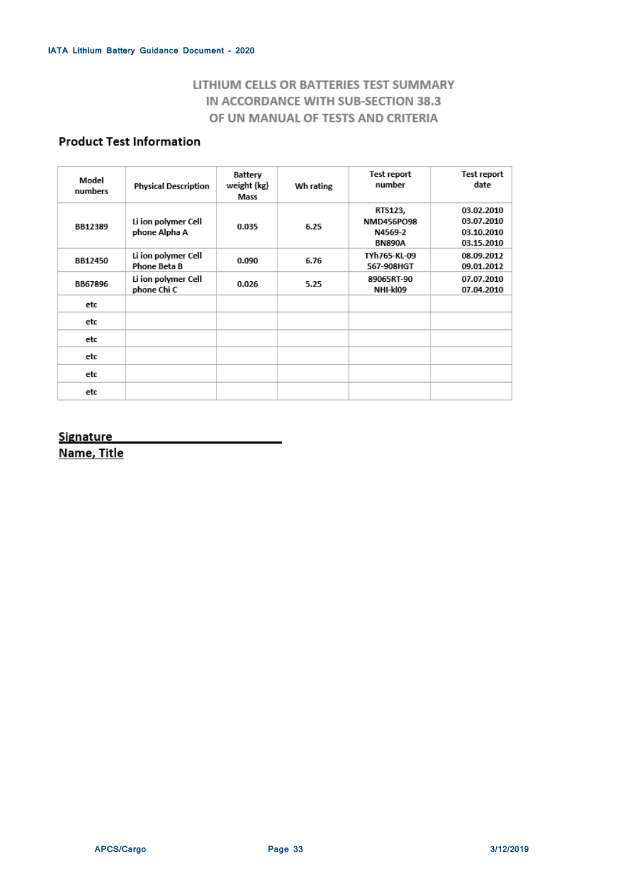## LITHIUM CELLS OR BATTERIES TEST SUMMARY IN ACCORDANCE WITH SUB-SECTION 38.3 OF UN MANUAL OF TESTS AND CRITERIA

### Product Test Information

| Model numbers | Physical Description | Battery weight (kg) Mass | Wh rating | Test report number | Test report date |
|---|---|---|---|---|---|
| BB12389 | Li ion polymer Cell phone Alpha A | 0.035 | 6.25 | RTS123, NMD456PO98 N4569-2 BN890A | 03.02.2010 03.07.2010 03.10.2010 03.15.2010 |
| BB12450 | Li ion polymer Cell Phone Beta B | 0.090 | 6.76 | TYh765-KL-09 567-908HGT | 08.09.2012 09.01.2012 |
| BB67896 | Li ion polymer Cell phone Chi C | 0.026 | 5.25 | 89065RT-90 NHI-kl09 | 07.07.2010 07.04.2010 |
| etc | | | | | |
| etc | | | | | |
| etc | | | | | |
| etc | | | | | |
| etc | | | | | |
| etc | | | | | |

**Signature** ______________________________

**Name, Title**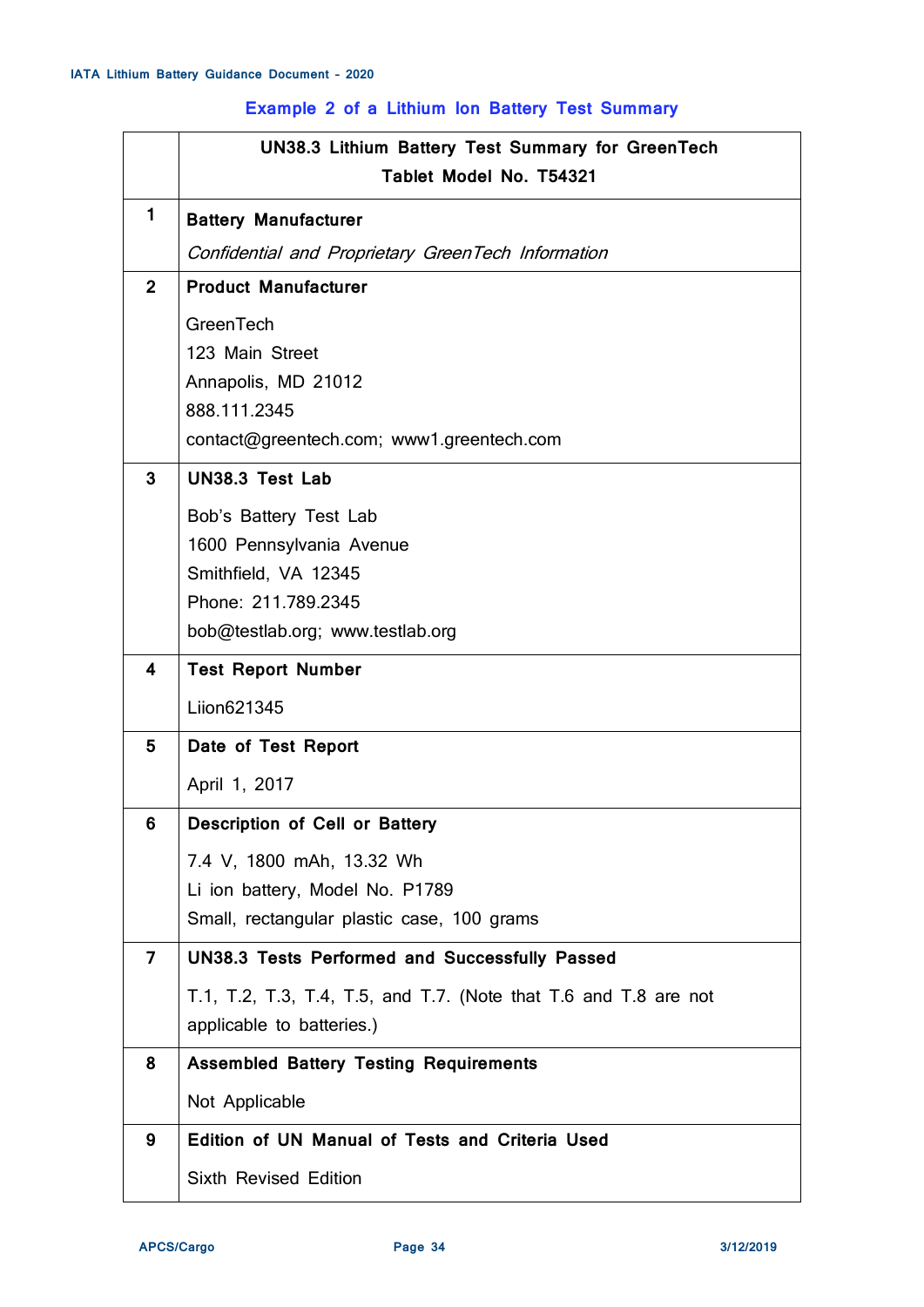## Example 2 of a Lithium Ion Battery Test Summary

| | UN38.3 Lithium Battery Test Summary for GreenTech Tablet Model No. T54321 |
|---|---|
| 1 | **Battery Manufacturer**<br><br>*Confidential and Proprietary GreenTech Information* |
| 2 | **Product Manufacturer**<br><br>GreenTech<br>123 Main Street<br>Annapolis, MD 21012<br>888.111.2345<br>contact@greentech.com; www1.greentech.com |
| 3 | **UN38.3 Test Lab**<br><br>Bob's Battery Test Lab<br>1600 Pennsylvania Avenue<br>Smithfield, VA 12345<br>Phone: 211.789.2345<br>bob@testlab.org; www.testlab.org |
| 4 | **Test Report Number**<br><br>Liion621345 |
| 5 | **Date of Test Report**<br><br>April 1, 2017 |
| 6 | **Description of Cell or Battery**<br><br>7.4 V, 1800 mAh, 13.32 Wh<br>Li ion battery, Model No. P1789<br>Small, rectangular plastic case, 100 grams |
| 7 | **UN38.3 Tests Performed and Successfully Passed**<br><br>T.1, T.2, T.3, T.4, T.5, and T.7. (Note that T.6 and T.8 are not applicable to batteries.) |
| 8 | **Assembled Battery Testing Requirements**<br><br>Not Applicable |
| 9 | **Edition of UN Manual of Tests and Criteria Used**<br><br>Sixth Revised Edition |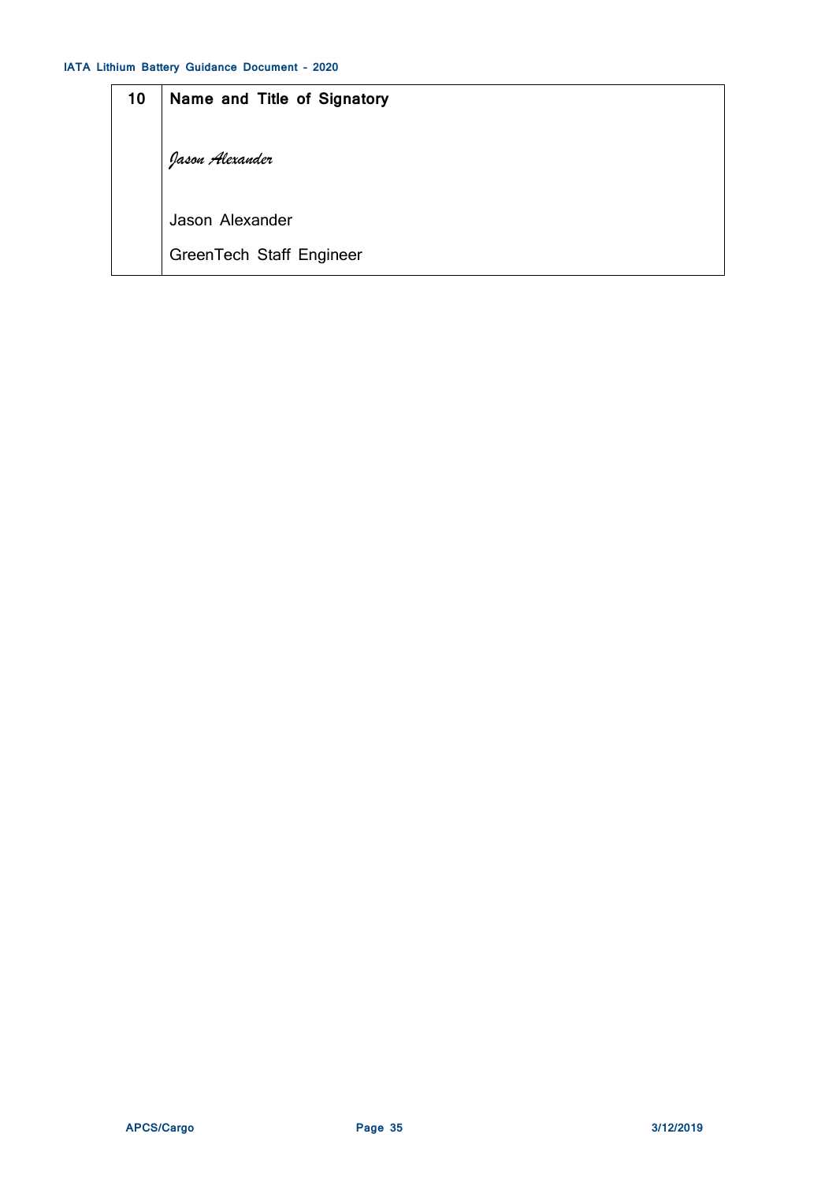| 10 | **Name and Title of Signatory** |
|---|---|
| | *Jason Alexander* |
| | Jason Alexander |
| | GreenTech Staff Engineer |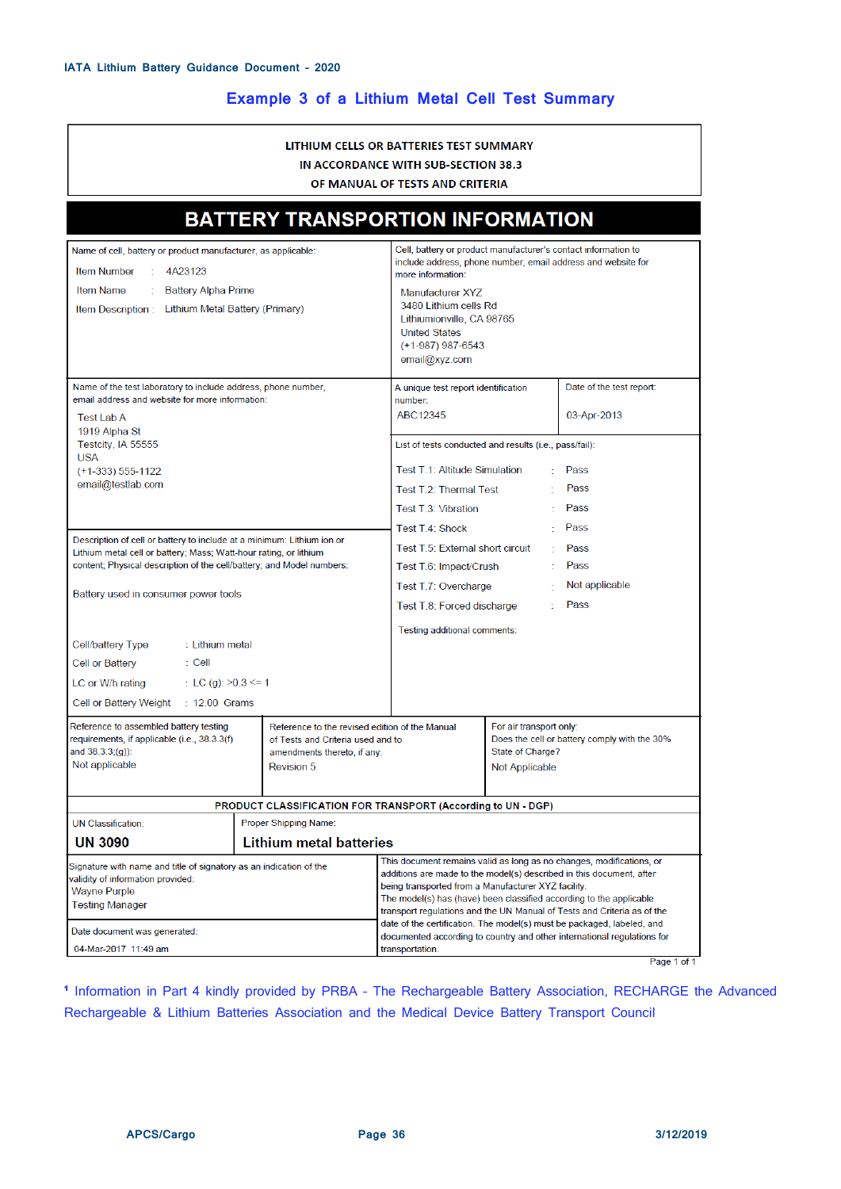## Example 3 of a Lithium Metal Cell Test Summary

**LITHIUM CELLS OR BATTERIES TEST SUMMARY**
**IN ACCORDANCE WITH SUB-SECTION 38.3**
**OF MANUAL OF TESTS AND CRITERIA**

# BATTERY TRANSPORTION INFORMATION

**Name of cell, battery or product manufacturer, as applicable:**

Item Number : 4A23123
Item Name : Battery Alpha Prime
Item Description : Lithium Metal Battery (Primary)

**Cell, battery or product manufacturer's contact information to include address, phone number, email address and website for more information:**

Manufacturer XYZ
3480 Lithium cells Rd
Lithiumionville, CA 98765
United States
(+1-987) 987-6543
email@xyz.com

**Name of the test laboratory to include address, phone number, email address and website for more information:**

Test Lab A
1919 Alpha St
Testcity, IA 55555
USA
(+1-333) 555-1122
email@testlab.com

**A unique test report identification number:** ABC12345

**Date of the test report:** 03-Apr-2013

**List of tests conducted and results (i.e., pass/fail):**

| Test | Result |
|---|---|
| Test T.1: Altitude Simulation | Pass |
| Test T.2: Thermal Test | Pass |
| Test T.3: Vibration | Pass |
| Test T.4: Shock | Pass |
| Test T.5: External short circuit | Pass |
| Test T.6: Impact/Crush | Pass |
| Test T.7: Overcharge | Not applicable |
| Test T.8: Forced discharge | Pass |

Testing additional comments:

**Description of cell or battery to include at a minimum: Lithium ion or Lithium metal cell or battery; Mass; Watt-hour rating, or lithium content; Physical description of the cell/battery; and Model numbers:**

Battery used in consumer power tools

Cell/battery Type : Lithium metal
Cell or Battery : Cell
LC or W/h rating : LC (g): >0.3 <= 1
Cell or Battery Weight : 12.00 Grams

**Reference to assembled battery testing requirements, if applicable (i.e., 38.3.3(f) and 38.3.3(g)):**
Not applicable

**Reference to the revised edition of the Manual of Tests and Criteria used and to amendments thereto, if any:**
Revision 5

**For air transport only: Does the cell or battery comply with the 30% State of Charge?**
Not Applicable

**PRODUCT CLASSIFICATION FOR TRANSPORT (According to UN - DGP)**

| UN Classification: | Proper Shipping Name: |
|---|---|
| **UN 3090** | **Lithium metal batteries** |

**Signature with name and title of signatory as an indication of the validity of information provided:**
Wayne Purple
Testing Manager

**Date document was generated:**
04-Mar-2017 11:49 am

This document remains valid as long as no changes, modifications, or additions are made to the model(s) described in this document, after being transported from a Manufacturer XYZ facility.
The model(s) has (have) been classified according to the applicable transport regulations and the UN Manual of Tests and Criteria as of the date of the certification. The model(s) must be packaged, labeled, and documented according to country and other international regulations for transportation.

Page 1 of 1

[1] Information in Part 4 kindly provided by PRBA - The Rechargeable Battery Association, RECHARGE the Advanced Rechargeable & Lithium Batteries Association and the Medical Device Battery Transport Council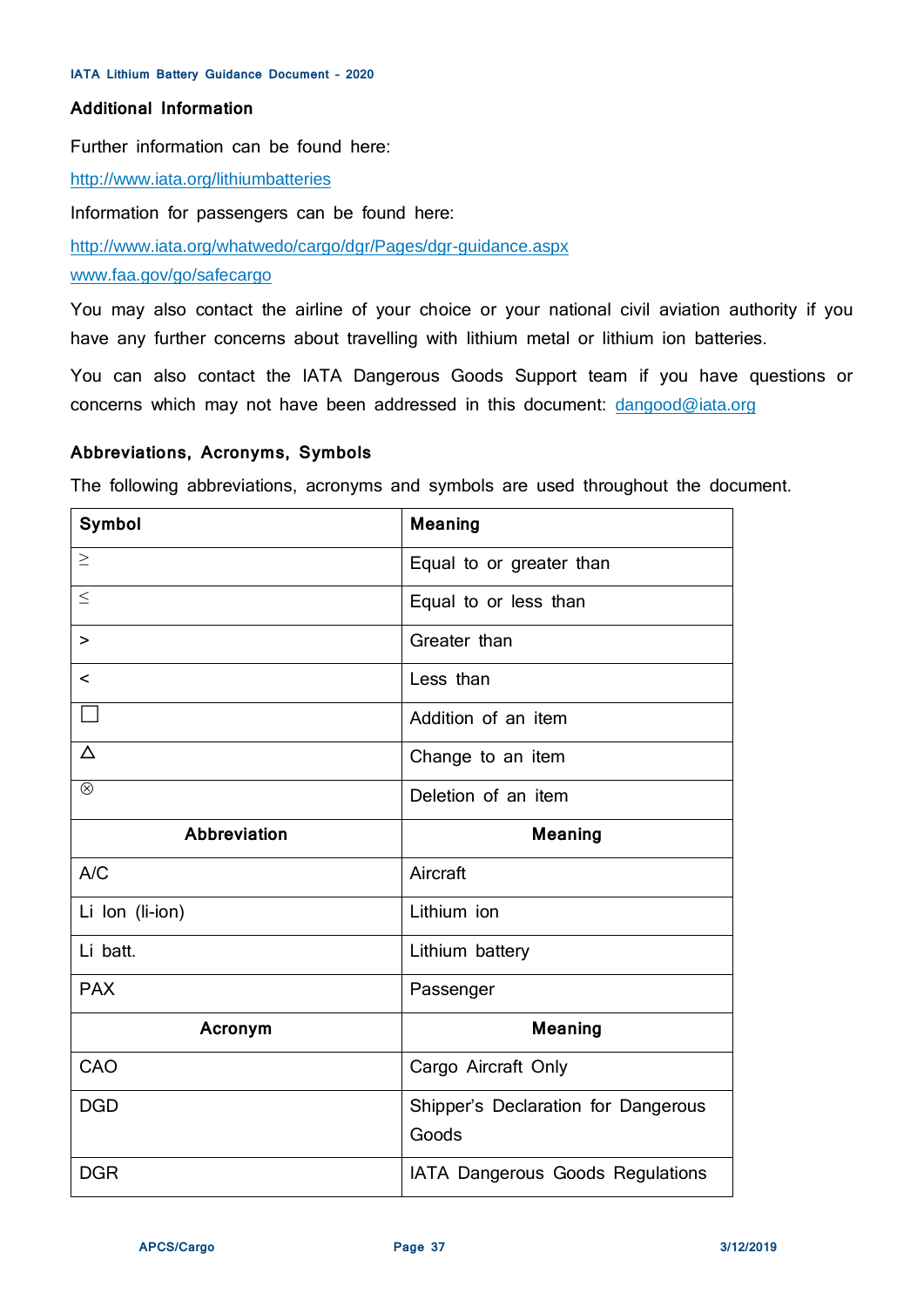## Additional Information

Further information can be found here:

http://www.iata.org/lithiumbatteries

Information for passengers can be found here:

http://www.iata.org/whatwedo/cargo/dgr/Pages/dgr-guidance.aspx

www.faa.gov/go/safecargo

You may also contact the airline of your choice or your national civil aviation authority if you have any further concerns about travelling with lithium metal or lithium ion batteries.

You can also contact the IATA Dangerous Goods Support team if you have questions or concerns which may not have been addressed in this document: dangood@iata.org

## Abbreviations, Acronyms, Symbols

The following abbreviations, acronyms and symbols are used throughout the document.

| Symbol | Meaning |
|---|---|
| ≥ | Equal to or greater than |
| ≤ | Equal to or less than |
| > | Greater than |
| < | Less than |
| ☐ | Addition of an item |
| △ | Change to an item |
| ⊗ | Deletion of an item |
| **Abbreviation** | **Meaning** |
| A/C | Aircraft |
| Li Ion (li-ion) | Lithium ion |
| Li batt. | Lithium battery |
| PAX | Passenger |
| **Acronym** | **Meaning** |
| CAO | Cargo Aircraft Only |
| DGD | Shipper's Declaration for Dangerous Goods |
| DGR | IATA Dangerous Goods Regulations |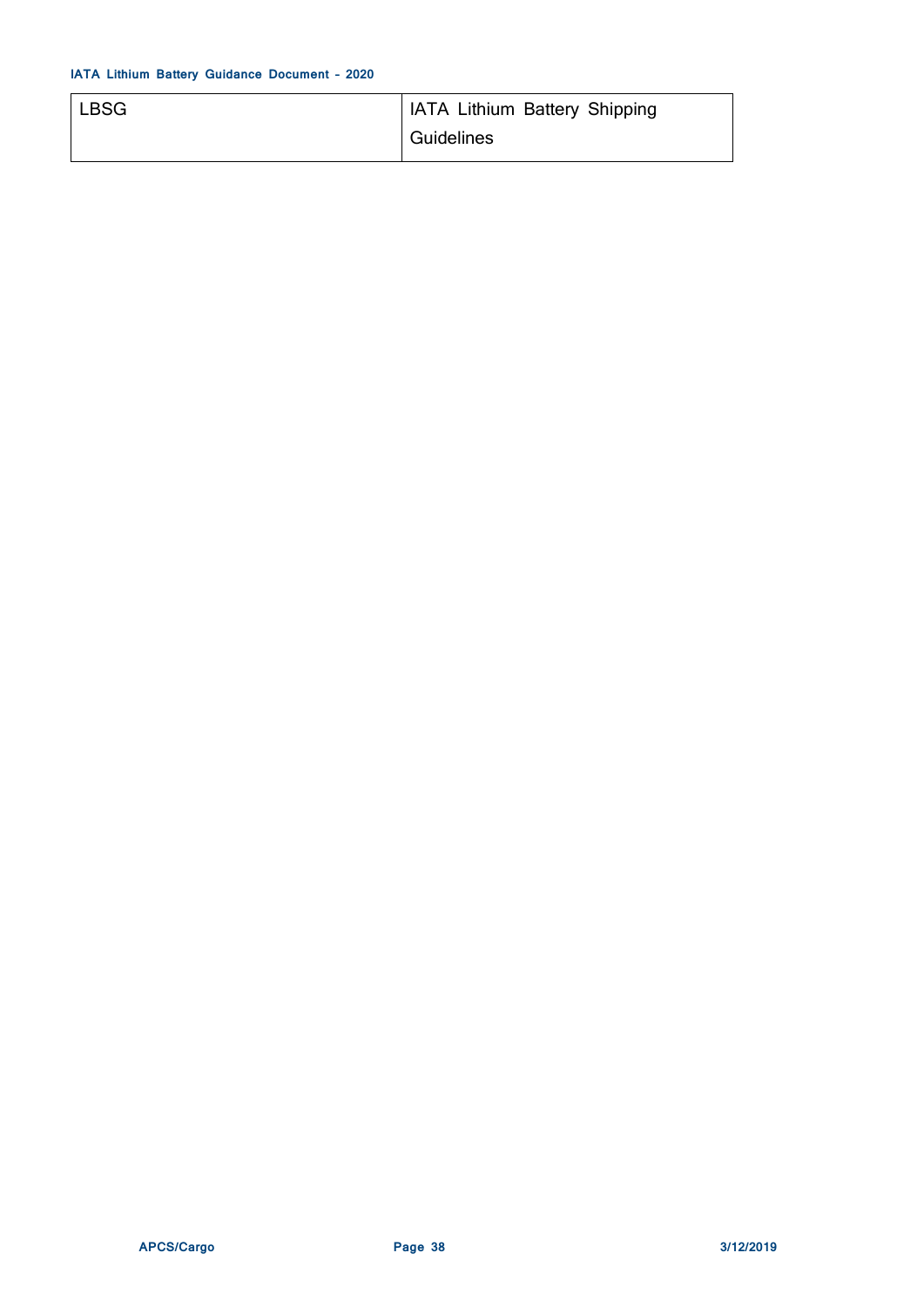| | |
|---|---|
| LBSG | IATA Lithium Battery Shipping Guidelines |